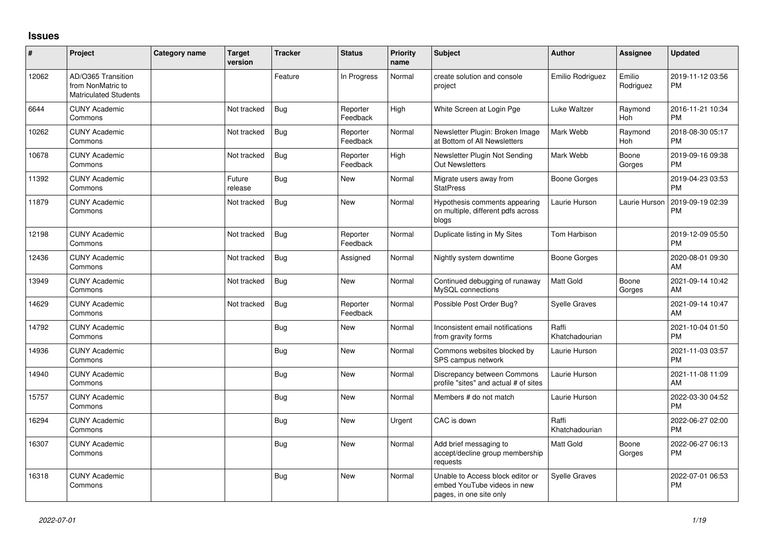## Issues

| # | Project | Category name | Target version | Tracker | Status | Priority name | Subject | Author | Assignee | Updated |
|---|---|---|---|---|---|---|---|---|---|---|
| 12062 | AD/O365 Transition from NonMatric to Matriculated Students | | | Feature | In Progress | Normal | create solution and console project | Emilio Rodriguez | Emilio Rodriguez | 2019-11-12 03:56 PM |
| 6644 | CUNY Academic Commons | | Not tracked | Bug | Reporter Feedback | High | White Screen at Login Pge | Luke Waltzer | Raymond Hoh | 2016-11-21 10:34 PM |
| 10262 | CUNY Academic Commons | | Not tracked | Bug | Reporter Feedback | Normal | Newsletter Plugin: Broken Image at Bottom of All Newsletters | Mark Webb | Raymond Hoh | 2018-08-30 05:17 PM |
| 10678 | CUNY Academic Commons | | Not tracked | Bug | Reporter Feedback | High | Newsletter Plugin Not Sending Out Newsletters | Mark Webb | Boone Gorges | 2019-09-16 09:38 PM |
| 11392 | CUNY Academic Commons | | Future release | Bug | New | Normal | Migrate users away from StatPress | Boone Gorges | | 2019-04-23 03:53 PM |
| 11879 | CUNY Academic Commons | | Not tracked | Bug | New | Normal | Hypothesis comments appearing on multiple, different pdfs across blogs | Laurie Hurson | Laurie Hurson | 2019-09-19 02:39 PM |
| 12198 | CUNY Academic Commons | | Not tracked | Bug | Reporter Feedback | Normal | Duplicate listing in My Sites | Tom Harbison | | 2019-12-09 05:50 PM |
| 12436 | CUNY Academic Commons | | Not tracked | Bug | Assigned | Normal | Nightly system downtime | Boone Gorges | | 2020-08-01 09:30 AM |
| 13949 | CUNY Academic Commons | | Not tracked | Bug | New | Normal | Continued debugging of runaway MySQL connections | Matt Gold | Boone Gorges | 2021-09-14 10:42 AM |
| 14629 | CUNY Academic Commons | | Not tracked | Bug | Reporter Feedback | Normal | Possible Post Order Bug? | Syelle Graves | | 2021-09-14 10:47 AM |
| 14792 | CUNY Academic Commons | | | Bug | New | Normal | Inconsistent email notifications from gravity forms | Raffi Khatchadourian | | 2021-10-04 01:50 PM |
| 14936 | CUNY Academic Commons | | | Bug | New | Normal | Commons websites blocked by SPS campus network | Laurie Hurson | | 2021-11-03 03:57 PM |
| 14940 | CUNY Academic Commons | | | Bug | New | Normal | Discrepancy between Commons profile "sites" and actual # of sites | Laurie Hurson | | 2021-11-08 11:09 AM |
| 15757 | CUNY Academic Commons | | | Bug | New | Normal | Members # do not match | Laurie Hurson | | 2022-03-30 04:52 PM |
| 16294 | CUNY Academic Commons | | | Bug | New | Urgent | CAC is down | Raffi Khatchadourian | | 2022-06-27 02:00 PM |
| 16307 | CUNY Academic Commons | | | Bug | New | Normal | Add brief messaging to accept/decline group membership requests | Matt Gold | Boone Gorges | 2022-06-27 06:13 PM |
| 16318 | CUNY Academic Commons | | | Bug | New | Normal | Unable to Access block editor or embed YouTube videos in new pages, in one site only | Syelle Graves | | 2022-07-01 06:53 PM |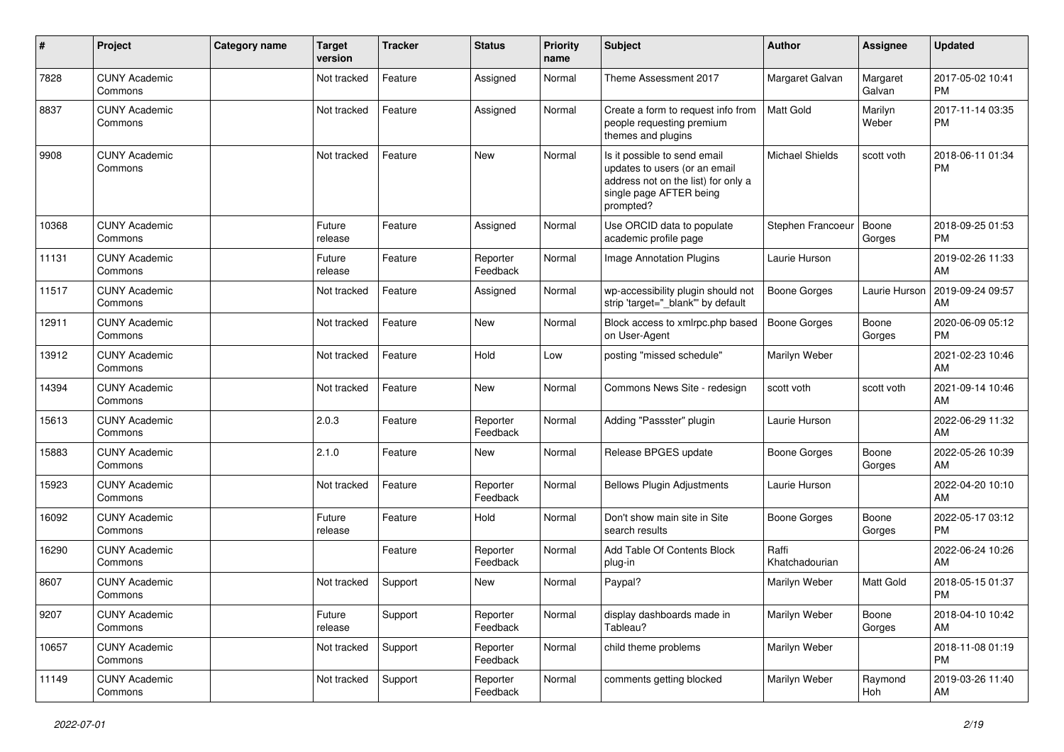| # | Project | Category name | Target version | Tracker | Status | Priority name | Subject | Author | Assignee | Updated |
|---|---|---|---|---|---|---|---|---|---|---|
| 7828 | CUNY Academic Commons | | Not tracked | Feature | Assigned | Normal | Theme Assessment 2017 | Margaret Galvan | Margaret Galvan | 2017-05-02 10:41 PM |
| 8837 | CUNY Academic Commons | | Not tracked | Feature | Assigned | Normal | Create a form to request info from people requesting premium themes and plugins | Matt Gold | Marilyn Weber | 2017-11-14 03:35 PM |
| 9908 | CUNY Academic Commons | | Not tracked | Feature | New | Normal | Is it possible to send email updates to users (or an email address not on the list) for only a single page AFTER being prompted? | Michael Shields | scott voth | 2018-06-11 01:34 PM |
| 10368 | CUNY Academic Commons | | Future release | Feature | Assigned | Normal | Use ORCID data to populate academic profile page | Stephen Francoeur | Boone Gorges | 2018-09-25 01:53 PM |
| 11131 | CUNY Academic Commons | | Future release | Feature | Reporter Feedback | Normal | Image Annotation Plugins | Laurie Hurson | | 2019-02-26 11:33 AM |
| 11517 | CUNY Academic Commons | | Not tracked | Feature | Assigned | Normal | wp-accessibility plugin should not strip 'target="_blank"' by default | Boone Gorges | Laurie Hurson | 2019-09-24 09:57 AM |
| 12911 | CUNY Academic Commons | | Not tracked | Feature | New | Normal | Block access to xmlrpc.php based on User-Agent | Boone Gorges | Boone Gorges | 2020-06-09 05:12 PM |
| 13912 | CUNY Academic Commons | | Not tracked | Feature | Hold | Low | posting "missed schedule" | Marilyn Weber | | 2021-02-23 10:46 AM |
| 14394 | CUNY Academic Commons | | Not tracked | Feature | New | Normal | Commons News Site - redesign | scott voth | scott voth | 2021-09-14 10:46 AM |
| 15613 | CUNY Academic Commons | | 2.0.3 | Feature | Reporter Feedback | Normal | Adding "Passster" plugin | Laurie Hurson | | 2022-06-29 11:32 AM |
| 15883 | CUNY Academic Commons | | 2.1.0 | Feature | New | Normal | Release BPGES update | Boone Gorges | Boone Gorges | 2022-05-26 10:39 AM |
| 15923 | CUNY Academic Commons | | Not tracked | Feature | Reporter Feedback | Normal | Bellows Plugin Adjustments | Laurie Hurson | | 2022-04-20 10:10 AM |
| 16092 | CUNY Academic Commons | | Future release | Feature | Hold | Normal | Don't show main site in Site search results | Boone Gorges | Boone Gorges | 2022-05-17 03:12 PM |
| 16290 | CUNY Academic Commons | | | Feature | Reporter Feedback | Normal | Add Table Of Contents Block plug-in | Raffi Khatchadourian | | 2022-06-24 10:26 AM |
| 8607 | CUNY Academic Commons | | Not tracked | Support | New | Normal | Paypal? | Marilyn Weber | Matt Gold | 2018-05-15 01:37 PM |
| 9207 | CUNY Academic Commons | | Future release | Support | Reporter Feedback | Normal | display dashboards made in Tableau? | Marilyn Weber | Boone Gorges | 2018-04-10 10:42 AM |
| 10657 | CUNY Academic Commons | | Not tracked | Support | Reporter Feedback | Normal | child theme problems | Marilyn Weber | | 2018-11-08 01:19 PM |
| 11149 | CUNY Academic Commons | | Not tracked | Support | Reporter Feedback | Normal | comments getting blocked | Marilyn Weber | Raymond Hoh | 2019-03-26 11:40 AM |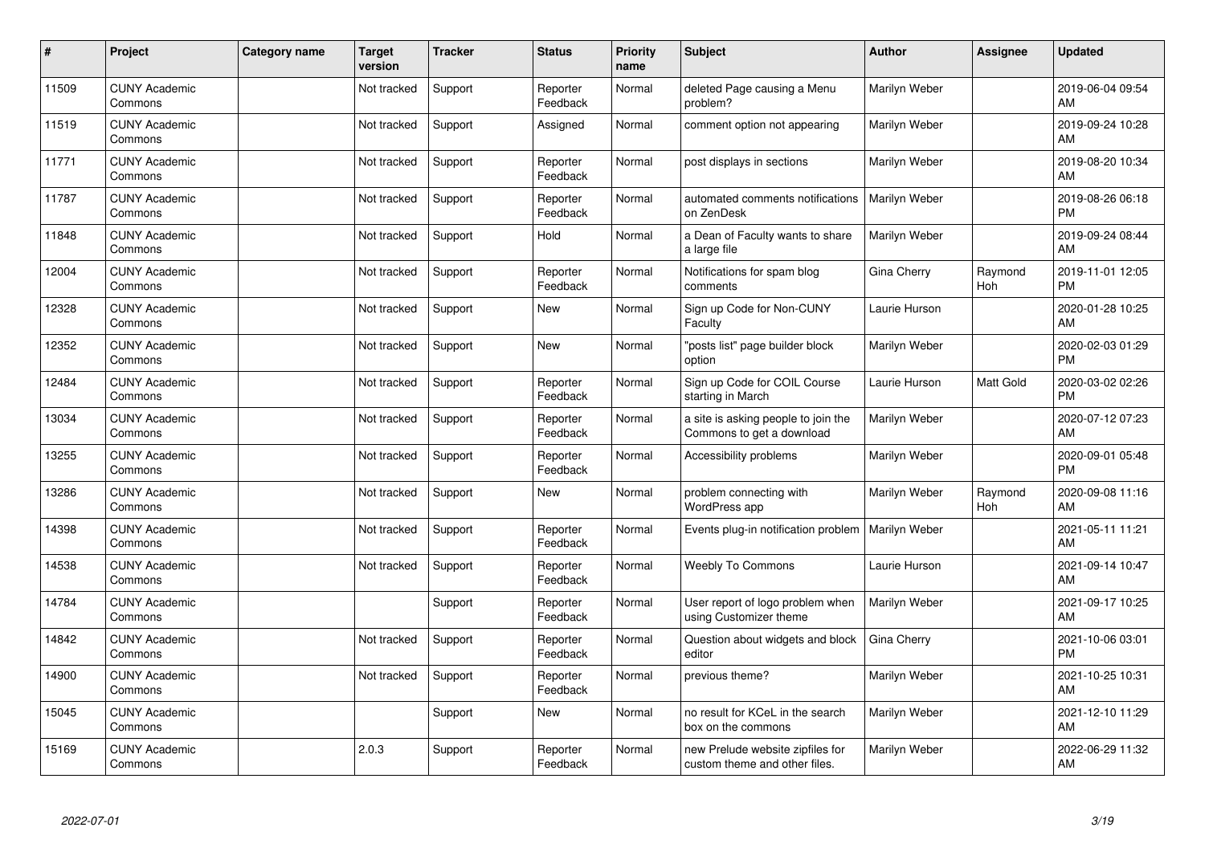| # | Project | Category name | Target version | Tracker | Status | Priority name | Subject | Author | Assignee | Updated |
|---|---|---|---|---|---|---|---|---|---|---|
| 11509 | CUNY Academic Commons | | Not tracked | Support | Reporter Feedback | Normal | deleted Page causing a Menu problem? | Marilyn Weber | | 2019-06-04 09:54 AM |
| 11519 | CUNY Academic Commons | | Not tracked | Support | Assigned | Normal | comment option not appearing | Marilyn Weber | | 2019-09-24 10:28 AM |
| 11771 | CUNY Academic Commons | | Not tracked | Support | Reporter Feedback | Normal | post displays in sections | Marilyn Weber | | 2019-08-20 10:34 AM |
| 11787 | CUNY Academic Commons | | Not tracked | Support | Reporter Feedback | Normal | automated comments notifications on ZenDesk | Marilyn Weber | | 2019-08-26 06:18 PM |
| 11848 | CUNY Academic Commons | | Not tracked | Support | Hold | Normal | a Dean of Faculty wants to share a large file | Marilyn Weber | | 2019-09-24 08:44 AM |
| 12004 | CUNY Academic Commons | | Not tracked | Support | Reporter Feedback | Normal | Notifications for spam blog comments | Gina Cherry | Raymond Hoh | 2019-11-01 12:05 PM |
| 12328 | CUNY Academic Commons | | Not tracked | Support | New | Normal | Sign up Code for Non-CUNY Faculty | Laurie Hurson | | 2020-01-28 10:25 AM |
| 12352 | CUNY Academic Commons | | Not tracked | Support | New | Normal | "posts list" page builder block option | Marilyn Weber | | 2020-02-03 01:29 PM |
| 12484 | CUNY Academic Commons | | Not tracked | Support | Reporter Feedback | Normal | Sign up Code for COIL Course starting in March | Laurie Hurson | Matt Gold | 2020-03-02 02:26 PM |
| 13034 | CUNY Academic Commons | | Not tracked | Support | Reporter Feedback | Normal | a site is asking people to join the Commons to get a download | Marilyn Weber | | 2020-07-12 07:23 AM |
| 13255 | CUNY Academic Commons | | Not tracked | Support | Reporter Feedback | Normal | Accessibility problems | Marilyn Weber | | 2020-09-01 05:48 PM |
| 13286 | CUNY Academic Commons | | Not tracked | Support | New | Normal | problem connecting with WordPress app | Marilyn Weber | Raymond Hoh | 2020-09-08 11:16 AM |
| 14398 | CUNY Academic Commons | | Not tracked | Support | Reporter Feedback | Normal | Events plug-in notification problem | Marilyn Weber | | 2021-05-11 11:21 AM |
| 14538 | CUNY Academic Commons | | Not tracked | Support | Reporter Feedback | Normal | Weebly To Commons | Laurie Hurson | | 2021-09-14 10:47 AM |
| 14784 | CUNY Academic Commons | | | Support | Reporter Feedback | Normal | User report of logo problem when using Customizer theme | Marilyn Weber | | 2021-09-17 10:25 AM |
| 14842 | CUNY Academic Commons | | Not tracked | Support | Reporter Feedback | Normal | Question about widgets and block editor | Gina Cherry | | 2021-10-06 03:01 PM |
| 14900 | CUNY Academic Commons | | Not tracked | Support | Reporter Feedback | Normal | previous theme? | Marilyn Weber | | 2021-10-25 10:31 AM |
| 15045 | CUNY Academic Commons | | | Support | New | Normal | no result for KCeL in the search box on the commons | Marilyn Weber | | 2021-12-10 11:29 AM |
| 15169 | CUNY Academic Commons | | 2.0.3 | Support | Reporter Feedback | Normal | new Prelude website zipfiles for custom theme and other files. | Marilyn Weber | | 2022-06-29 11:32 AM |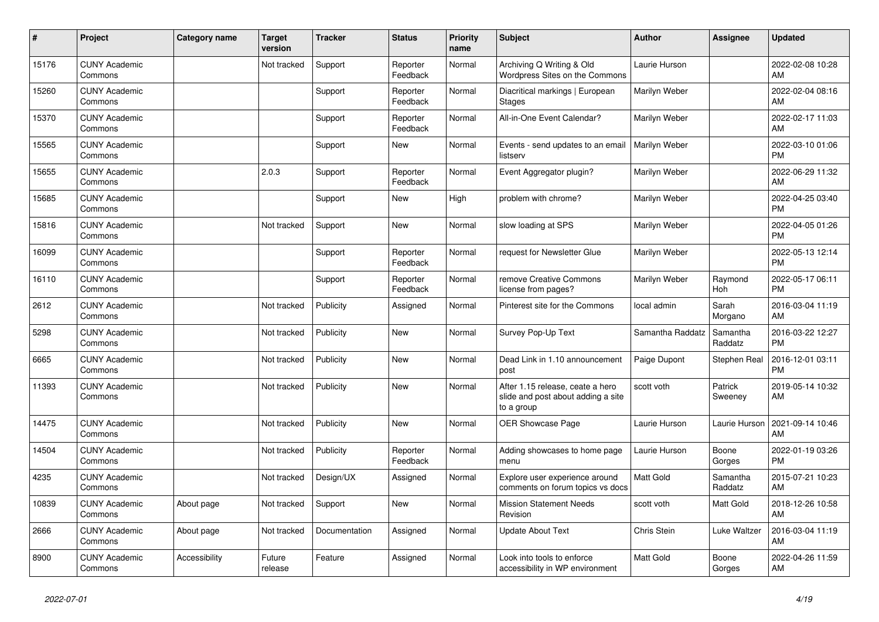| # | Project | Category name | Target version | Tracker | Status | Priority name | Subject | Author | Assignee | Updated |
|---|---|---|---|---|---|---|---|---|---|---|
| 15176 | CUNY Academic Commons | | Not tracked | Support | Reporter Feedback | Normal | Archiving Q Writing & Old Wordpress Sites on the Commons | Laurie Hurson | | 2022-02-08 10:28 AM |
| 15260 | CUNY Academic Commons | | | Support | Reporter Feedback | Normal | Diacritical markings \| European Stages | Marilyn Weber | | 2022-02-04 08:16 AM |
| 15370 | CUNY Academic Commons | | | Support | Reporter Feedback | Normal | All-in-One Event Calendar? | Marilyn Weber | | 2022-02-17 11:03 AM |
| 15565 | CUNY Academic Commons | | | Support | New | Normal | Events - send updates to an email listserv | Marilyn Weber | | 2022-03-10 01:06 PM |
| 15655 | CUNY Academic Commons | | 2.0.3 | Support | Reporter Feedback | Normal | Event Aggregator plugin? | Marilyn Weber | | 2022-06-29 11:32 AM |
| 15685 | CUNY Academic Commons | | | Support | New | High | problem with chrome? | Marilyn Weber | | 2022-04-25 03:40 PM |
| 15816 | CUNY Academic Commons | | Not tracked | Support | New | Normal | slow loading at SPS | Marilyn Weber | | 2022-04-05 01:26 PM |
| 16099 | CUNY Academic Commons | | | Support | Reporter Feedback | Normal | request for Newsletter Glue | Marilyn Weber | | 2022-05-13 12:14 PM |
| 16110 | CUNY Academic Commons | | | Support | Reporter Feedback | Normal | remove Creative Commons license from pages? | Marilyn Weber | Raymond Hoh | 2022-05-17 06:11 PM |
| 2612 | CUNY Academic Commons | | Not tracked | Publicity | Assigned | Normal | Pinterest site for the Commons | local admin | Sarah Morgano | 2016-03-04 11:19 AM |
| 5298 | CUNY Academic Commons | | Not tracked | Publicity | New | Normal | Survey Pop-Up Text | Samantha Raddatz | Samantha Raddatz | 2016-03-22 12:27 PM |
| 6665 | CUNY Academic Commons | | Not tracked | Publicity | New | Normal | Dead Link in 1.10 announcement post | Paige Dupont | Stephen Real | 2016-12-01 03:11 PM |
| 11393 | CUNY Academic Commons | | Not tracked | Publicity | New | Normal | After 1.15 release, ceate a hero slide and post about adding a site to a group | scott voth | Patrick Sweeney | 2019-05-14 10:32 AM |
| 14475 | CUNY Academic Commons | | Not tracked | Publicity | New | Normal | OER Showcase Page | Laurie Hurson | Laurie Hurson | 2021-09-14 10:46 AM |
| 14504 | CUNY Academic Commons | | Not tracked | Publicity | Reporter Feedback | Normal | Adding showcases to home page menu | Laurie Hurson | Boone Gorges | 2022-01-19 03:26 PM |
| 4235 | CUNY Academic Commons | | Not tracked | Design/UX | Assigned | Normal | Explore user experience around comments on forum topics vs docs | Matt Gold | Samantha Raddatz | 2015-07-21 10:23 AM |
| 10839 | CUNY Academic Commons | About page | Not tracked | Support | New | Normal | Mission Statement Needs Revision | scott voth | Matt Gold | 2018-12-26 10:58 AM |
| 2666 | CUNY Academic Commons | About page | Not tracked | Documentation | Assigned | Normal | Update About Text | Chris Stein | Luke Waltzer | 2016-03-04 11:19 AM |
| 8900 | CUNY Academic Commons | Accessibility | Future release | Feature | Assigned | Normal | Look into tools to enforce accessibility in WP environment | Matt Gold | Boone Gorges | 2022-04-26 11:59 AM |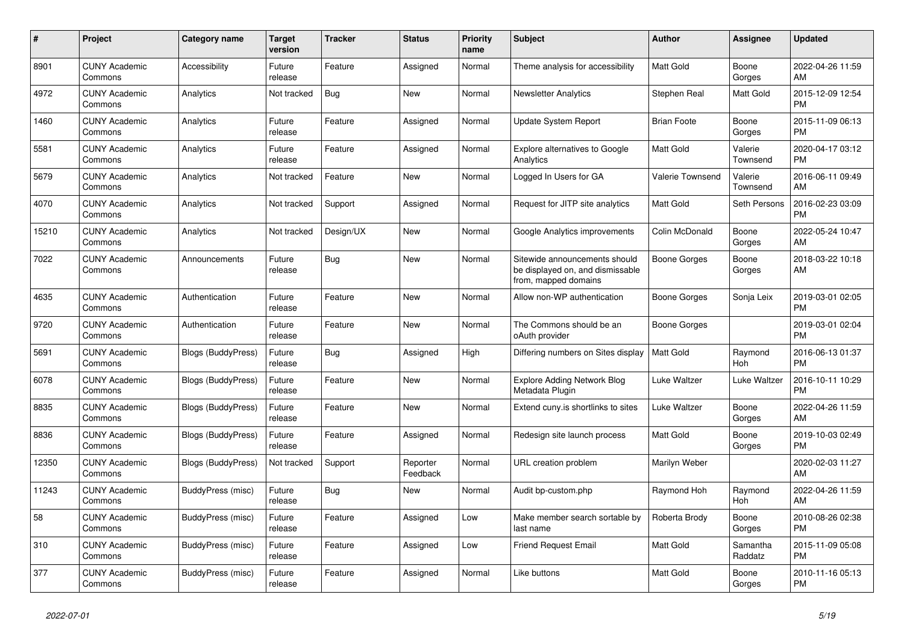| # | Project | Category name | Target version | Tracker | Status | Priority name | Subject | Author | Assignee | Updated |
|---|---|---|---|---|---|---|---|---|---|---|
| 8901 | CUNY Academic Commons | Accessibility | Future release | Feature | Assigned | Normal | Theme analysis for accessibility | Matt Gold | Boone Gorges | 2022-04-26 11:59 AM |
| 4972 | CUNY Academic Commons | Analytics | Not tracked | Bug | New | Normal | Newsletter Analytics | Stephen Real | Matt Gold | 2015-12-09 12:54 PM |
| 1460 | CUNY Academic Commons | Analytics | Future release | Feature | Assigned | Normal | Update System Report | Brian Foote | Boone Gorges | 2015-11-09 06:13 PM |
| 5581 | CUNY Academic Commons | Analytics | Future release | Feature | Assigned | Normal | Explore alternatives to Google Analytics | Matt Gold | Valerie Townsend | 2020-04-17 03:12 PM |
| 5679 | CUNY Academic Commons | Analytics | Not tracked | Feature | New | Normal | Logged In Users for GA | Valerie Townsend | Valerie Townsend | 2016-06-11 09:49 AM |
| 4070 | CUNY Academic Commons | Analytics | Not tracked | Support | Assigned | Normal | Request for JITP site analytics | Matt Gold | Seth Persons | 2016-02-23 03:09 PM |
| 15210 | CUNY Academic Commons | Analytics | Not tracked | Design/UX | New | Normal | Google Analytics improvements | Colin McDonald | Boone Gorges | 2022-05-24 10:47 AM |
| 7022 | CUNY Academic Commons | Announcements | Future release | Bug | New | Normal | Sitewide announcements should be displayed on, and dismissable from, mapped domains | Boone Gorges | Boone Gorges | 2018-03-22 10:18 AM |
| 4635 | CUNY Academic Commons | Authentication | Future release | Feature | New | Normal | Allow non-WP authentication | Boone Gorges | Sonja Leix | 2019-03-01 02:05 PM |
| 9720 | CUNY Academic Commons | Authentication | Future release | Feature | New | Normal | The Commons should be an oAuth provider | Boone Gorges | | 2019-03-01 02:04 PM |
| 5691 | CUNY Academic Commons | Blogs (BuddyPress) | Future release | Bug | Assigned | High | Differing numbers on Sites display | Matt Gold | Raymond Hoh | 2016-06-13 01:37 PM |
| 6078 | CUNY Academic Commons | Blogs (BuddyPress) | Future release | Feature | New | Normal | Explore Adding Network Blog Metadata Plugin | Luke Waltzer | Luke Waltzer | 2016-10-11 10:29 PM |
| 8835 | CUNY Academic Commons | Blogs (BuddyPress) | Future release | Feature | New | Normal | Extend cuny.is shortlinks to sites | Luke Waltzer | Boone Gorges | 2022-04-26 11:59 AM |
| 8836 | CUNY Academic Commons | Blogs (BuddyPress) | Future release | Feature | Assigned | Normal | Redesign site launch process | Matt Gold | Boone Gorges | 2019-10-03 02:49 PM |
| 12350 | CUNY Academic Commons | Blogs (BuddyPress) | Not tracked | Support | Reporter Feedback | Normal | URL creation problem | Marilyn Weber | | 2020-02-03 11:27 AM |
| 11243 | CUNY Academic Commons | BuddyPress (misc) | Future release | Bug | New | Normal | Audit bp-custom.php | Raymond Hoh | Raymond Hoh | 2022-04-26 11:59 AM |
| 58 | CUNY Academic Commons | BuddyPress (misc) | Future release | Feature | Assigned | Low | Make member search sortable by last name | Roberta Brody | Boone Gorges | 2010-08-26 02:38 PM |
| 310 | CUNY Academic Commons | BuddyPress (misc) | Future release | Feature | Assigned | Low | Friend Request Email | Matt Gold | Samantha Raddatz | 2015-11-09 05:08 PM |
| 377 | CUNY Academic Commons | BuddyPress (misc) | Future release | Feature | Assigned | Normal | Like buttons | Matt Gold | Boone Gorges | 2010-11-16 05:13 PM |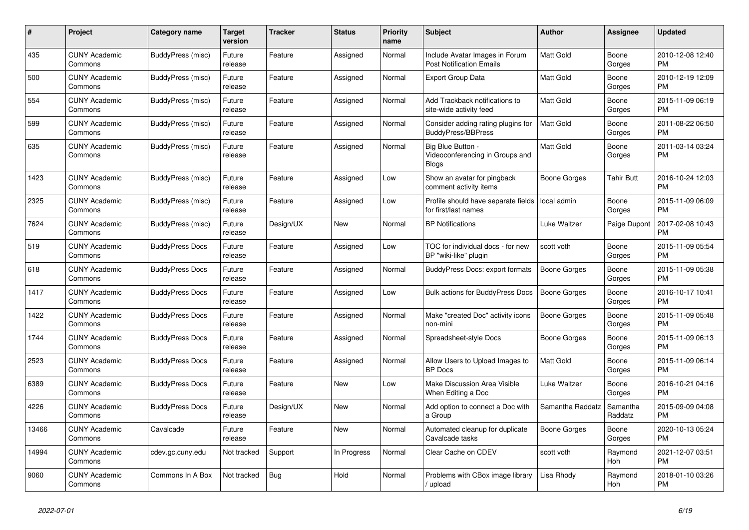| # | Project | Category name | Target version | Tracker | Status | Priority name | Subject | Author | Assignee | Updated |
|---|---|---|---|---|---|---|---|---|---|---|
| 435 | CUNY Academic Commons | BuddyPress (misc) | Future release | Feature | Assigned | Normal | Include Avatar Images in Forum Post Notification Emails | Matt Gold | Boone Gorges | 2010-12-08 12:40 PM |
| 500 | CUNY Academic Commons | BuddyPress (misc) | Future release | Feature | Assigned | Normal | Export Group Data | Matt Gold | Boone Gorges | 2010-12-19 12:09 PM |
| 554 | CUNY Academic Commons | BuddyPress (misc) | Future release | Feature | Assigned | Normal | Add Trackback notifications to site-wide activity feed | Matt Gold | Boone Gorges | 2015-11-09 06:19 PM |
| 599 | CUNY Academic Commons | BuddyPress (misc) | Future release | Feature | Assigned | Normal | Consider adding rating plugins for BuddyPress/BBPress | Matt Gold | Boone Gorges | 2011-08-22 06:50 PM |
| 635 | CUNY Academic Commons | BuddyPress (misc) | Future release | Feature | Assigned | Normal | Big Blue Button - Videoconferencing in Groups and Blogs | Matt Gold | Boone Gorges | 2011-03-14 03:24 PM |
| 1423 | CUNY Academic Commons | BuddyPress (misc) | Future release | Feature | Assigned | Low | Show an avatar for pingback comment activity items | Boone Gorges | Tahir Butt | 2016-10-24 12:03 PM |
| 2325 | CUNY Academic Commons | BuddyPress (misc) | Future release | Feature | Assigned | Low | Profile should have separate fields for first/last names | local admin | Boone Gorges | 2015-11-09 06:09 PM |
| 7624 | CUNY Academic Commons | BuddyPress (misc) | Future release | Design/UX | New | Normal | BP Notifications | Luke Waltzer | Paige Dupont | 2017-02-08 10:43 PM |
| 519 | CUNY Academic Commons | BuddyPress Docs | Future release | Feature | Assigned | Low | TOC for individual docs - for new BP "wiki-like" plugin | scott voth | Boone Gorges | 2015-11-09 05:54 PM |
| 618 | CUNY Academic Commons | BuddyPress Docs | Future release | Feature | Assigned | Normal | BuddyPress Docs: export formats | Boone Gorges | Boone Gorges | 2015-11-09 05:38 PM |
| 1417 | CUNY Academic Commons | BuddyPress Docs | Future release | Feature | Assigned | Low | Bulk actions for BuddyPress Docs | Boone Gorges | Boone Gorges | 2016-10-17 10:41 PM |
| 1422 | CUNY Academic Commons | BuddyPress Docs | Future release | Feature | Assigned | Normal | Make "created Doc" activity icons non-mini | Boone Gorges | Boone Gorges | 2015-11-09 05:48 PM |
| 1744 | CUNY Academic Commons | BuddyPress Docs | Future release | Feature | Assigned | Normal | Spreadsheet-style Docs | Boone Gorges | Boone Gorges | 2015-11-09 06:13 PM |
| 2523 | CUNY Academic Commons | BuddyPress Docs | Future release | Feature | Assigned | Normal | Allow Users to Upload Images to BP Docs | Matt Gold | Boone Gorges | 2015-11-09 06:14 PM |
| 6389 | CUNY Academic Commons | BuddyPress Docs | Future release | Feature | New | Low | Make Discussion Area Visible When Editing a Doc | Luke Waltzer | Boone Gorges | 2016-10-21 04:16 PM |
| 4226 | CUNY Academic Commons | BuddyPress Docs | Future release | Design/UX | New | Normal | Add option to connect a Doc with a Group | Samantha Raddatz | Samantha Raddatz | 2015-09-09 04:08 PM |
| 13466 | CUNY Academic Commons | Cavalcade | Future release | Feature | New | Normal | Automated cleanup for duplicate Cavalcade tasks | Boone Gorges | Boone Gorges | 2020-10-13 05:24 PM |
| 14994 | CUNY Academic Commons | cdev.gc.cuny.edu | Not tracked | Support | In Progress | Normal | Clear Cache on CDEV | scott voth | Raymond Hoh | 2021-12-07 03:51 PM |
| 9060 | CUNY Academic Commons | Commons In A Box | Not tracked | Bug | Hold | Normal | Problems with CBox image library / upload | Lisa Rhody | Raymond Hoh | 2018-01-10 03:26 PM |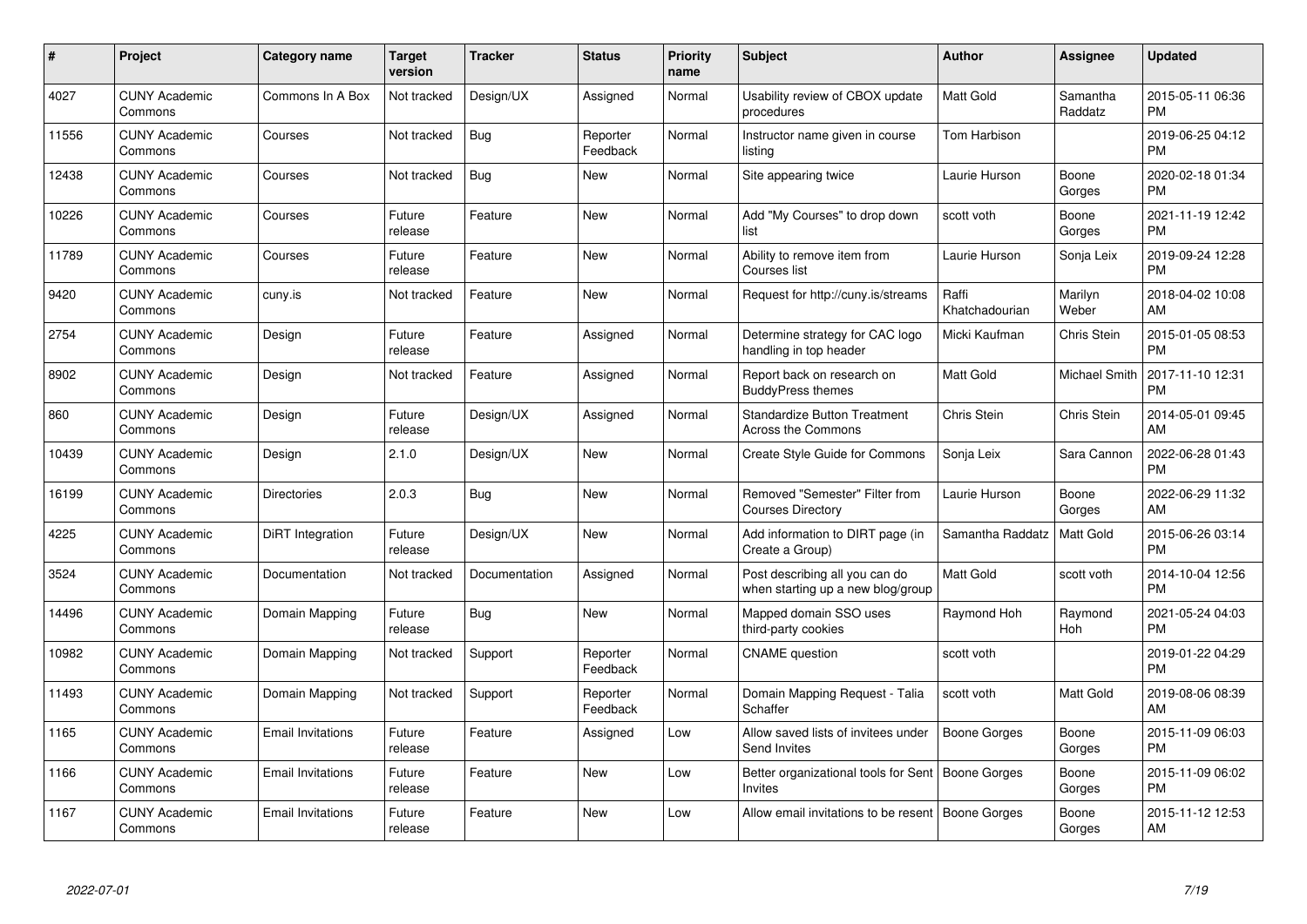| # | Project | Category name | Target version | Tracker | Status | Priority name | Subject | Author | Assignee | Updated |
|---|---|---|---|---|---|---|---|---|---|---|
| 4027 | CUNY Academic Commons | Commons In A Box | Not tracked | Design/UX | Assigned | Normal | Usability review of CBOX update procedures | Matt Gold | Samantha Raddatz | 2015-05-11 06:36 PM |
| 11556 | CUNY Academic Commons | Courses | Not tracked | Bug | Reporter Feedback | Normal | Instructor name given in course listing | Tom Harbison | | 2019-06-25 04:12 PM |
| 12438 | CUNY Academic Commons | Courses | Not tracked | Bug | New | Normal | Site appearing twice | Laurie Hurson | Boone Gorges | 2020-02-18 01:34 PM |
| 10226 | CUNY Academic Commons | Courses | Future release | Feature | New | Normal | Add "My Courses" to drop down list | scott voth | Boone Gorges | 2021-11-19 12:42 PM |
| 11789 | CUNY Academic Commons | Courses | Future release | Feature | New | Normal | Ability to remove item from Courses list | Laurie Hurson | Sonja Leix | 2019-09-24 12:28 PM |
| 9420 | CUNY Academic Commons | cuny.is | Not tracked | Feature | New | Normal | Request for http://cuny.is/streams | Raffi Khatchadourian | Marilyn Weber | 2018-04-02 10:08 AM |
| 2754 | CUNY Academic Commons | Design | Future release | Feature | Assigned | Normal | Determine strategy for CAC logo handling in top header | Micki Kaufman | Chris Stein | 2015-01-05 08:53 PM |
| 8902 | CUNY Academic Commons | Design | Not tracked | Feature | Assigned | Normal | Report back on research on BuddyPress themes | Matt Gold | Michael Smith | 2017-11-10 12:31 PM |
| 860 | CUNY Academic Commons | Design | Future release | Design/UX | Assigned | Normal | Standardize Button Treatment Across the Commons | Chris Stein | Chris Stein | 2014-05-01 09:45 AM |
| 10439 | CUNY Academic Commons | Design | 2.1.0 | Design/UX | New | Normal | Create Style Guide for Commons | Sonja Leix | Sara Cannon | 2022-06-28 01:43 PM |
| 16199 | CUNY Academic Commons | Directories | 2.0.3 | Bug | New | Normal | Removed "Semester" Filter from Courses Directory | Laurie Hurson | Boone Gorges | 2022-06-29 11:32 AM |
| 4225 | CUNY Academic Commons | DiRT Integration | Future release | Design/UX | New | Normal | Add information to DIRT page (in Create a Group) | Samantha Raddatz | Matt Gold | 2015-06-26 03:14 PM |
| 3524 | CUNY Academic Commons | Documentation | Not tracked | Documentation | Assigned | Normal | Post describing all you can do when starting up a new blog/group | Matt Gold | scott voth | 2014-10-04 12:56 PM |
| 14496 | CUNY Academic Commons | Domain Mapping | Future release | Bug | New | Normal | Mapped domain SSO uses third-party cookies | Raymond Hoh | Raymond Hoh | 2021-05-24 04:03 PM |
| 10982 | CUNY Academic Commons | Domain Mapping | Not tracked | Support | Reporter Feedback | Normal | CNAME question | scott voth | | 2019-01-22 04:29 PM |
| 11493 | CUNY Academic Commons | Domain Mapping | Not tracked | Support | Reporter Feedback | Normal | Domain Mapping Request - Talia Schaffer | scott voth | Matt Gold | 2019-08-06 08:39 AM |
| 1165 | CUNY Academic Commons | Email Invitations | Future release | Feature | Assigned | Low | Allow saved lists of invitees under Send Invites | Boone Gorges | Boone Gorges | 2015-11-09 06:03 PM |
| 1166 | CUNY Academic Commons | Email Invitations | Future release | Feature | New | Low | Better organizational tools for Sent Invites | Boone Gorges | Boone Gorges | 2015-11-09 06:02 PM |
| 1167 | CUNY Academic Commons | Email Invitations | Future release | Feature | New | Low | Allow email invitations to be resent | Boone Gorges | Boone Gorges | 2015-11-12 12:53 AM |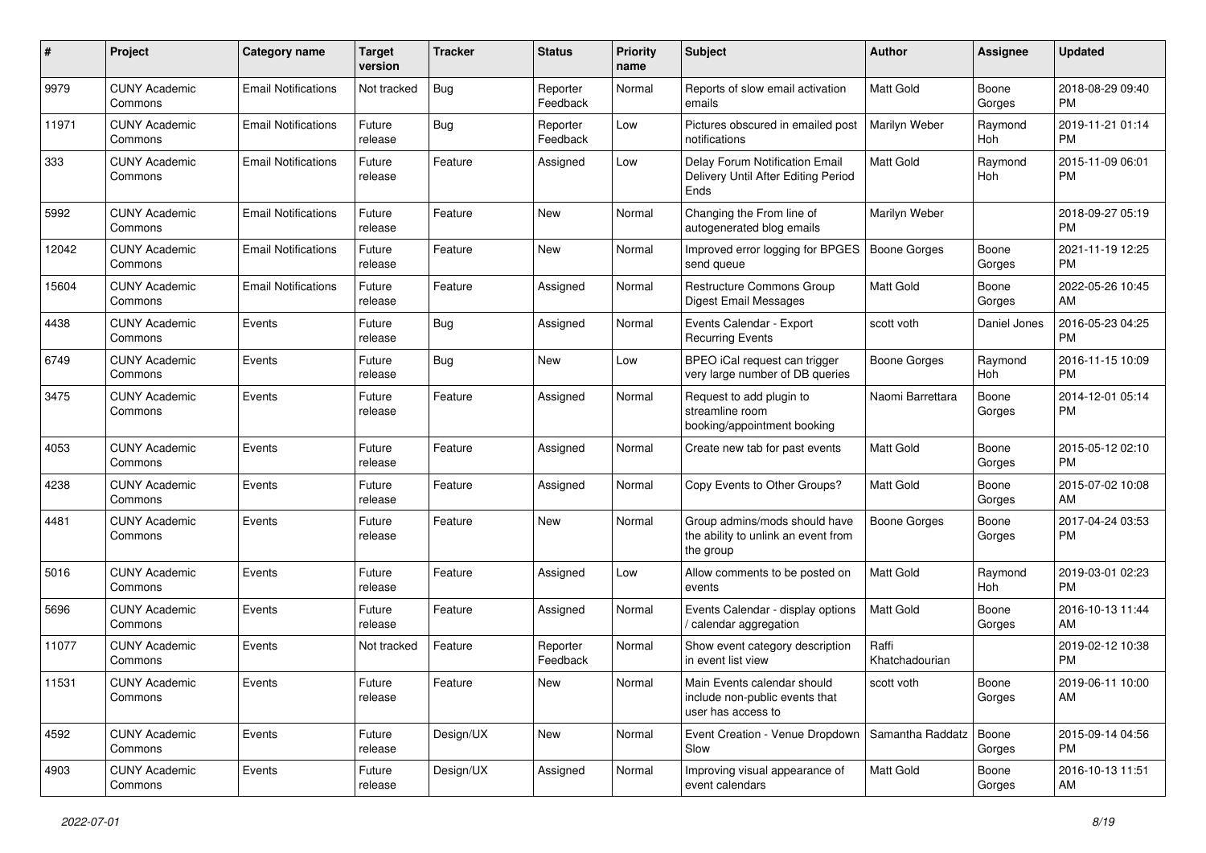| # | Project | Category name | Target version | Tracker | Status | Priority name | Subject | Author | Assignee | Updated |
|---|---|---|---|---|---|---|---|---|---|---|
| 9979 | CUNY Academic Commons | Email Notifications | Not tracked | Bug | Reporter Feedback | Normal | Reports of slow email activation emails | Matt Gold | Boone Gorges | 2018-08-29 09:40 PM |
| 11971 | CUNY Academic Commons | Email Notifications | Future release | Bug | Reporter Feedback | Low | Pictures obscured in emailed post notifications | Marilyn Weber | Raymond Hoh | 2019-11-21 01:14 PM |
| 333 | CUNY Academic Commons | Email Notifications | Future release | Feature | Assigned | Low | Delay Forum Notification Email Delivery Until After Editing Period Ends | Matt Gold | Raymond Hoh | 2015-11-09 06:01 PM |
| 5992 | CUNY Academic Commons | Email Notifications | Future release | Feature | New | Normal | Changing the From line of autogenerated blog emails | Marilyn Weber | | 2018-09-27 05:19 PM |
| 12042 | CUNY Academic Commons | Email Notifications | Future release | Feature | New | Normal | Improved error logging for BPGES send queue | Boone Gorges | Boone Gorges | 2021-11-19 12:25 PM |
| 15604 | CUNY Academic Commons | Email Notifications | Future release | Feature | Assigned | Normal | Restructure Commons Group Digest Email Messages | Matt Gold | Boone Gorges | 2022-05-26 10:45 AM |
| 4438 | CUNY Academic Commons | Events | Future release | Bug | Assigned | Normal | Events Calendar - Export Recurring Events | scott voth | Daniel Jones | 2016-05-23 04:25 PM |
| 6749 | CUNY Academic Commons | Events | Future release | Bug | New | Low | BPEO iCal request can trigger very large number of DB queries | Boone Gorges | Raymond Hoh | 2016-11-15 10:09 PM |
| 3475 | CUNY Academic Commons | Events | Future release | Feature | Assigned | Normal | Request to add plugin to streamline room booking/appointment booking | Naomi Barrettara | Boone Gorges | 2014-12-01 05:14 PM |
| 4053 | CUNY Academic Commons | Events | Future release | Feature | Assigned | Normal | Create new tab for past events | Matt Gold | Boone Gorges | 2015-05-12 02:10 PM |
| 4238 | CUNY Academic Commons | Events | Future release | Feature | Assigned | Normal | Copy Events to Other Groups? | Matt Gold | Boone Gorges | 2015-07-02 10:08 AM |
| 4481 | CUNY Academic Commons | Events | Future release | Feature | New | Normal | Group admins/mods should have the ability to unlink an event from the group | Boone Gorges | Boone Gorges | 2017-04-24 03:53 PM |
| 5016 | CUNY Academic Commons | Events | Future release | Feature | Assigned | Low | Allow comments to be posted on events | Matt Gold | Raymond Hoh | 2019-03-01 02:23 PM |
| 5696 | CUNY Academic Commons | Events | Future release | Feature | Assigned | Normal | Events Calendar - display options / calendar aggregation | Matt Gold | Boone Gorges | 2016-10-13 11:44 AM |
| 11077 | CUNY Academic Commons | Events | Not tracked | Feature | Reporter Feedback | Normal | Show event category description in event list view | Raffi Khatchadourian | | 2019-02-12 10:38 PM |
| 11531 | CUNY Academic Commons | Events | Future release | Feature | New | Normal | Main Events calendar should include non-public events that user has access to | scott voth | Boone Gorges | 2019-06-11 10:00 AM |
| 4592 | CUNY Academic Commons | Events | Future release | Design/UX | New | Normal | Event Creation - Venue Dropdown Slow | Samantha Raddatz | Boone Gorges | 2015-09-14 04:56 PM |
| 4903 | CUNY Academic Commons | Events | Future release | Design/UX | Assigned | Normal | Improving visual appearance of event calendars | Matt Gold | Boone Gorges | 2016-10-13 11:51 AM |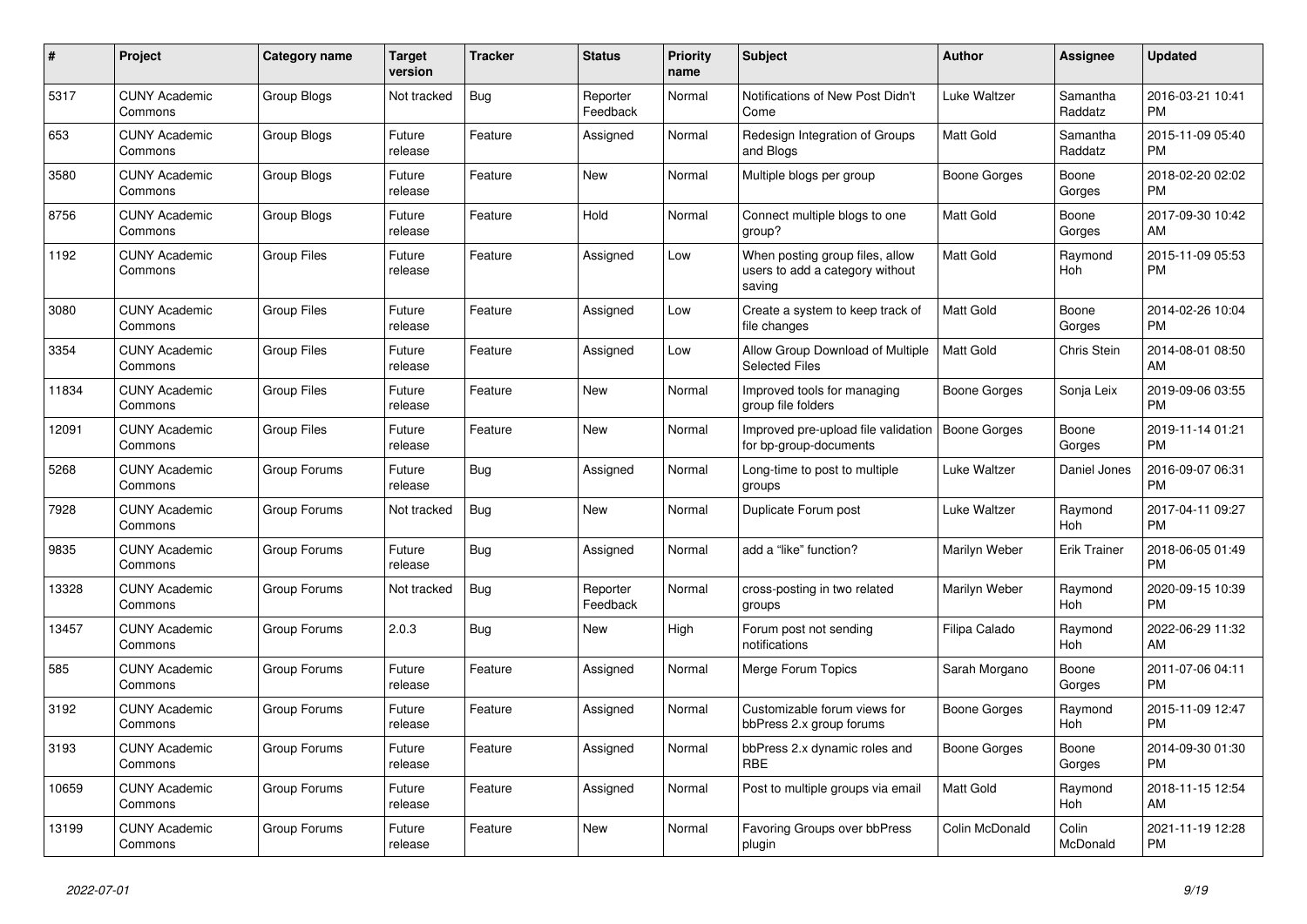| # | Project | Category name | Target version | Tracker | Status | Priority name | Subject | Author | Assignee | Updated |
|---|---|---|---|---|---|---|---|---|---|---|
| 5317 | CUNY Academic Commons | Group Blogs | Not tracked | Bug | Reporter Feedback | Normal | Notifications of New Post Didn't Come | Luke Waltzer | Samantha Raddatz | 2016-03-21 10:41 PM |
| 653 | CUNY Academic Commons | Group Blogs | Future release | Feature | Assigned | Normal | Redesign Integration of Groups and Blogs | Matt Gold | Samantha Raddatz | 2015-11-09 05:40 PM |
| 3580 | CUNY Academic Commons | Group Blogs | Future release | Feature | New | Normal | Multiple blogs per group | Boone Gorges | Boone Gorges | 2018-02-20 02:02 PM |
| 8756 | CUNY Academic Commons | Group Blogs | Future release | Feature | Hold | Normal | Connect multiple blogs to one group? | Matt Gold | Boone Gorges | 2017-09-30 10:42 AM |
| 1192 | CUNY Academic Commons | Group Files | Future release | Feature | Assigned | Low | When posting group files, allow users to add a category without saving | Matt Gold | Raymond Hoh | 2015-11-09 05:53 PM |
| 3080 | CUNY Academic Commons | Group Files | Future release | Feature | Assigned | Low | Create a system to keep track of file changes | Matt Gold | Boone Gorges | 2014-02-26 10:04 PM |
| 3354 | CUNY Academic Commons | Group Files | Future release | Feature | Assigned | Low | Allow Group Download of Multiple Selected Files | Matt Gold | Chris Stein | 2014-08-01 08:50 AM |
| 11834 | CUNY Academic Commons | Group Files | Future release | Feature | New | Normal | Improved tools for managing group file folders | Boone Gorges | Sonja Leix | 2019-09-06 03:55 PM |
| 12091 | CUNY Academic Commons | Group Files | Future release | Feature | New | Normal | Improved pre-upload file validation for bp-group-documents | Boone Gorges | Boone Gorges | 2019-11-14 01:21 PM |
| 5268 | CUNY Academic Commons | Group Forums | Future release | Bug | Assigned | Normal | Long-time to post to multiple groups | Luke Waltzer | Daniel Jones | 2016-09-07 06:31 PM |
| 7928 | CUNY Academic Commons | Group Forums | Not tracked | Bug | New | Normal | Duplicate Forum post | Luke Waltzer | Raymond Hoh | 2017-04-11 09:27 PM |
| 9835 | CUNY Academic Commons | Group Forums | Future release | Bug | Assigned | Normal | add a "like" function? | Marilyn Weber | Erik Trainer | 2018-06-05 01:49 PM |
| 13328 | CUNY Academic Commons | Group Forums | Not tracked | Bug | Reporter Feedback | Normal | cross-posting in two related groups | Marilyn Weber | Raymond Hoh | 2020-09-15 10:39 PM |
| 13457 | CUNY Academic Commons | Group Forums | 2.0.3 | Bug | New | High | Forum post not sending notifications | Filipa Calado | Raymond Hoh | 2022-06-29 11:32 AM |
| 585 | CUNY Academic Commons | Group Forums | Future release | Feature | Assigned | Normal | Merge Forum Topics | Sarah Morgano | Boone Gorges | 2011-07-06 04:11 PM |
| 3192 | CUNY Academic Commons | Group Forums | Future release | Feature | Assigned | Normal | Customizable forum views for bbPress 2.x group forums | Boone Gorges | Raymond Hoh | 2015-11-09 12:47 PM |
| 3193 | CUNY Academic Commons | Group Forums | Future release | Feature | Assigned | Normal | bbPress 2.x dynamic roles and RBE | Boone Gorges | Boone Gorges | 2014-09-30 01:30 PM |
| 10659 | CUNY Academic Commons | Group Forums | Future release | Feature | Assigned | Normal | Post to multiple groups via email | Matt Gold | Raymond Hoh | 2018-11-15 12:54 AM |
| 13199 | CUNY Academic Commons | Group Forums | Future release | Feature | New | Normal | Favoring Groups over bbPress plugin | Colin McDonald | Colin McDonald | 2021-11-19 12:28 PM |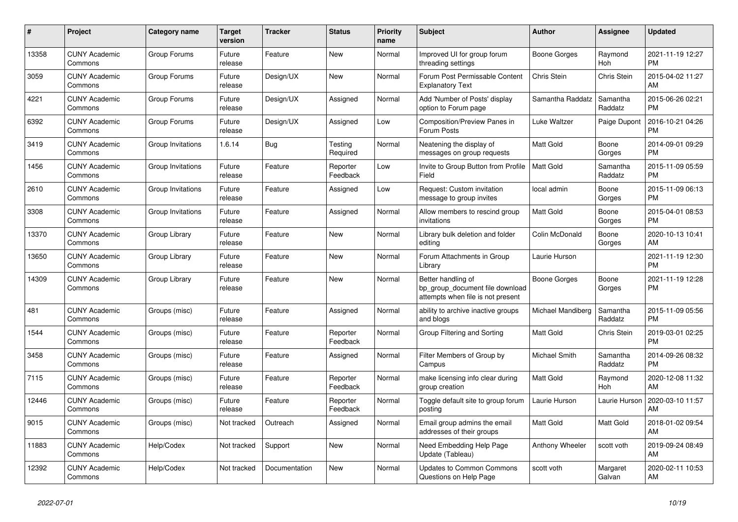| # | Project | Category name | Target version | Tracker | Status | Priority name | Subject | Author | Assignee | Updated |
|---|---|---|---|---|---|---|---|---|---|---|
| 13358 | CUNY Academic Commons | Group Forums | Future release | Feature | New | Normal | Improved UI for group forum threading settings | Boone Gorges | Raymond Hoh | 2021-11-19 12:27 PM |
| 3059 | CUNY Academic Commons | Group Forums | Future release | Design/UX | New | Normal | Forum Post Permissable Content Explanatory Text | Chris Stein | Chris Stein | 2015-04-02 11:27 AM |
| 4221 | CUNY Academic Commons | Group Forums | Future release | Design/UX | Assigned | Normal | Add 'Number of Posts' display option to Forum page | Samantha Raddatz | Samantha Raddatz | 2015-06-26 02:21 PM |
| 6392 | CUNY Academic Commons | Group Forums | Future release | Design/UX | Assigned | Low | Composition/Preview Panes in Forum Posts | Luke Waltzer | Paige Dupont | 2016-10-21 04:26 PM |
| 3419 | CUNY Academic Commons | Group Invitations | 1.6.14 | Bug | Testing Required | Normal | Neatening the display of messages on group requests | Matt Gold | Boone Gorges | 2014-09-01 09:29 PM |
| 1456 | CUNY Academic Commons | Group Invitations | Future release | Feature | Reporter Feedback | Low | Invite to Group Button from Profile Field | Matt Gold | Samantha Raddatz | 2015-11-09 05:59 PM |
| 2610 | CUNY Academic Commons | Group Invitations | Future release | Feature | Assigned | Low | Request: Custom invitation message to group invites | local admin | Boone Gorges | 2015-11-09 06:13 PM |
| 3308 | CUNY Academic Commons | Group Invitations | Future release | Feature | Assigned | Normal | Allow members to rescind group invitations | Matt Gold | Boone Gorges | 2015-04-01 08:53 PM |
| 13370 | CUNY Academic Commons | Group Library | Future release | Feature | New | Normal | Library bulk deletion and folder editing | Colin McDonald | Boone Gorges | 2020-10-13 10:41 AM |
| 13650 | CUNY Academic Commons | Group Library | Future release | Feature | New | Normal | Forum Attachments in Group Library | Laurie Hurson | | 2021-11-19 12:30 PM |
| 14309 | CUNY Academic Commons | Group Library | Future release | Feature | New | Normal | Better handling of bp_group_document file download attempts when file is not present | Boone Gorges | Boone Gorges | 2021-11-19 12:28 PM |
| 481 | CUNY Academic Commons | Groups (misc) | Future release | Feature | Assigned | Normal | ability to archive inactive groups and blogs | Michael Mandiberg | Samantha Raddatz | 2015-11-09 05:56 PM |
| 1544 | CUNY Academic Commons | Groups (misc) | Future release | Feature | Reporter Feedback | Normal | Group Filtering and Sorting | Matt Gold | Chris Stein | 2019-03-01 02:25 PM |
| 3458 | CUNY Academic Commons | Groups (misc) | Future release | Feature | Assigned | Normal | Filter Members of Group by Campus | Michael Smith | Samantha Raddatz | 2014-09-26 08:32 PM |
| 7115 | CUNY Academic Commons | Groups (misc) | Future release | Feature | Reporter Feedback | Normal | make licensing info clear during group creation | Matt Gold | Raymond Hoh | 2020-12-08 11:32 AM |
| 12446 | CUNY Academic Commons | Groups (misc) | Future release | Feature | Reporter Feedback | Normal | Toggle default site to group forum posting | Laurie Hurson | Laurie Hurson | 2020-03-10 11:57 AM |
| 9015 | CUNY Academic Commons | Groups (misc) | Not tracked | Outreach | Assigned | Normal | Email group admins the email addresses of their groups | Matt Gold | Matt Gold | 2018-01-02 09:54 AM |
| 11883 | CUNY Academic Commons | Help/Codex | Not tracked | Support | New | Normal | Need Embedding Help Page Update (Tableau) | Anthony Wheeler | scott voth | 2019-09-24 08:49 AM |
| 12392 | CUNY Academic Commons | Help/Codex | Not tracked | Documentation | New | Normal | Updates to Common Commons Questions on Help Page | scott voth | Margaret Galvan | 2020-02-11 10:53 AM |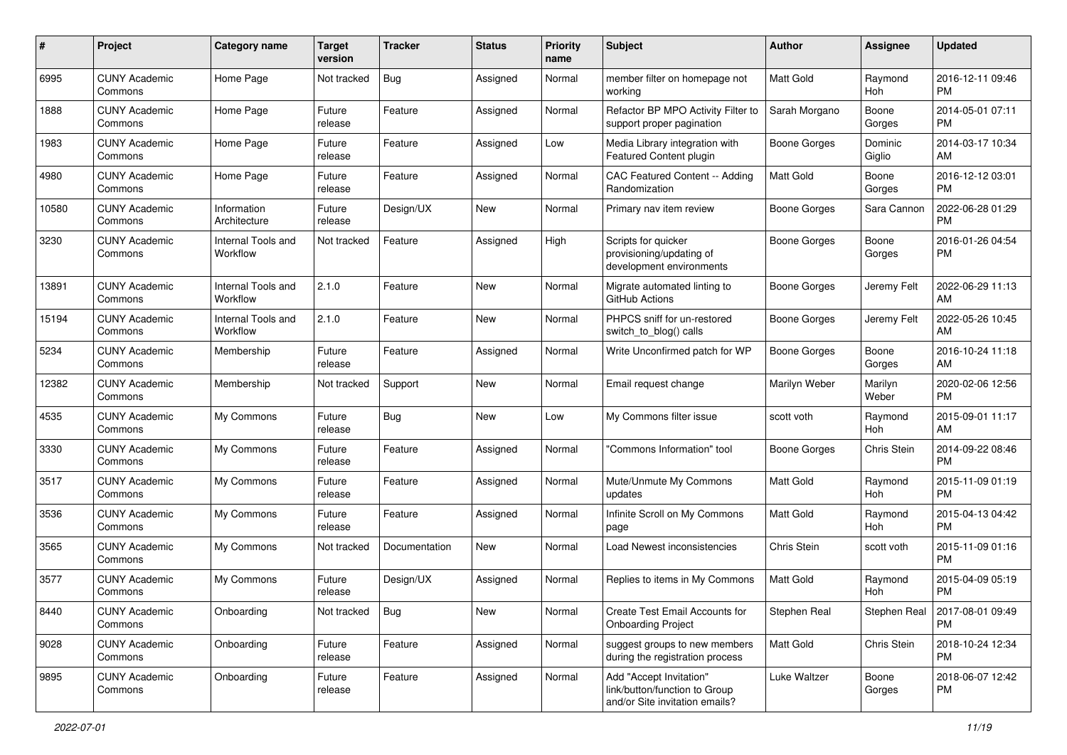| # | Project | Category name | Target version | Tracker | Status | Priority name | Subject | Author | Assignee | Updated |
|---|---|---|---|---|---|---|---|---|---|---|
| 6995 | CUNY Academic Commons | Home Page | Not tracked | Bug | Assigned | Normal | member filter on homepage not working | Matt Gold | Raymond Hoh | 2016-12-11 09:46 PM |
| 1888 | CUNY Academic Commons | Home Page | Future release | Feature | Assigned | Normal | Refactor BP MPO Activity Filter to support proper pagination | Sarah Morgano | Boone Gorges | 2014-05-01 07:11 PM |
| 1983 | CUNY Academic Commons | Home Page | Future release | Feature | Assigned | Low | Media Library integration with Featured Content plugin | Boone Gorges | Dominic Giglio | 2014-03-17 10:34 AM |
| 4980 | CUNY Academic Commons | Home Page | Future release | Feature | Assigned | Normal | CAC Featured Content -- Adding Randomization | Matt Gold | Boone Gorges | 2016-12-12 03:01 PM |
| 10580 | CUNY Academic Commons | Information Architecture | Future release | Design/UX | New | Normal | Primary nav item review | Boone Gorges | Sara Cannon | 2022-06-28 01:29 PM |
| 3230 | CUNY Academic Commons | Internal Tools and Workflow | Not tracked | Feature | Assigned | High | Scripts for quicker provisioning/updating of development environments | Boone Gorges | Boone Gorges | 2016-01-26 04:54 PM |
| 13891 | CUNY Academic Commons | Internal Tools and Workflow | 2.1.0 | Feature | New | Normal | Migrate automated linting to GitHub Actions | Boone Gorges | Jeremy Felt | 2022-06-29 11:13 AM |
| 15194 | CUNY Academic Commons | Internal Tools and Workflow | 2.1.0 | Feature | New | Normal | PHPCS sniff for un-restored switch_to_blog() calls | Boone Gorges | Jeremy Felt | 2022-05-26 10:45 AM |
| 5234 | CUNY Academic Commons | Membership | Future release | Feature | Assigned | Normal | Write Unconfirmed patch for WP | Boone Gorges | Boone Gorges | 2016-10-24 11:18 AM |
| 12382 | CUNY Academic Commons | Membership | Not tracked | Support | New | Normal | Email request change | Marilyn Weber | Marilyn Weber | 2020-02-06 12:56 PM |
| 4535 | CUNY Academic Commons | My Commons | Future release | Bug | New | Low | My Commons filter issue | scott voth | Raymond Hoh | 2015-09-01 11:17 AM |
| 3330 | CUNY Academic Commons | My Commons | Future release | Feature | Assigned | Normal | "Commons Information" tool | Boone Gorges | Chris Stein | 2014-09-22 08:46 PM |
| 3517 | CUNY Academic Commons | My Commons | Future release | Feature | Assigned | Normal | Mute/Unmute My Commons updates | Matt Gold | Raymond Hoh | 2015-11-09 01:19 PM |
| 3536 | CUNY Academic Commons | My Commons | Future release | Feature | Assigned | Normal | Infinite Scroll on My Commons page | Matt Gold | Raymond Hoh | 2015-04-13 04:42 PM |
| 3565 | CUNY Academic Commons | My Commons | Not tracked | Documentation | New | Normal | Load Newest inconsistencies | Chris Stein | scott voth | 2015-11-09 01:16 PM |
| 3577 | CUNY Academic Commons | My Commons | Future release | Design/UX | Assigned | Normal | Replies to items in My Commons | Matt Gold | Raymond Hoh | 2015-04-09 05:19 PM |
| 8440 | CUNY Academic Commons | Onboarding | Not tracked | Bug | New | Normal | Create Test Email Accounts for Onboarding Project | Stephen Real | Stephen Real | 2017-08-01 09:49 PM |
| 9028 | CUNY Academic Commons | Onboarding | Future release | Feature | Assigned | Normal | suggest groups to new members during the registration process | Matt Gold | Chris Stein | 2018-10-24 12:34 PM |
| 9895 | CUNY Academic Commons | Onboarding | Future release | Feature | Assigned | Normal | Add "Accept Invitation" link/button/function to Group and/or Site invitation emails? | Luke Waltzer | Boone Gorges | 2018-06-07 12:42 PM |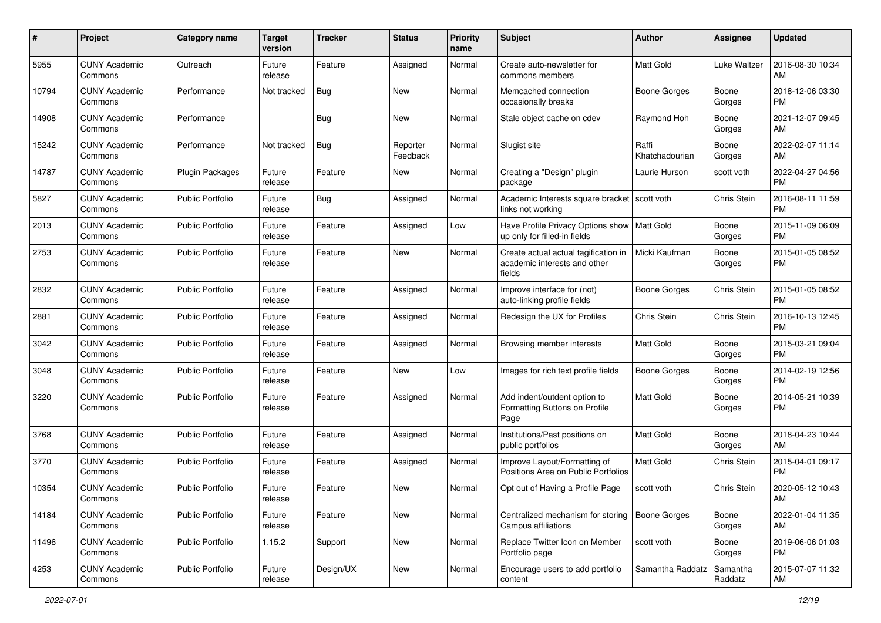| # | Project | Category name | Target version | Tracker | Status | Priority name | Subject | Author | Assignee | Updated |
|---|---|---|---|---|---|---|---|---|---|---|
| 5955 | CUNY Academic Commons | Outreach | Future release | Feature | Assigned | Normal | Create auto-newsletter for commons members | Matt Gold | Luke Waltzer | 2016-08-30 10:34 AM |
| 10794 | CUNY Academic Commons | Performance | Not tracked | Bug | New | Normal | Memcached connection occasionally breaks | Boone Gorges | Boone Gorges | 2018-12-06 03:30 PM |
| 14908 | CUNY Academic Commons | Performance | | Bug | New | Normal | Stale object cache on cdev | Raymond Hoh | Boone Gorges | 2021-12-07 09:45 AM |
| 15242 | CUNY Academic Commons | Performance | Not tracked | Bug | Reporter Feedback | Normal | Slugist site | Raffi Khatchadourian | Boone Gorges | 2022-02-07 11:14 AM |
| 14787 | CUNY Academic Commons | Plugin Packages | Future release | Feature | New | Normal | Creating a "Design" plugin package | Laurie Hurson | scott voth | 2022-04-27 04:56 PM |
| 5827 | CUNY Academic Commons | Public Portfolio | Future release | Bug | Assigned | Normal | Academic Interests square bracket links not working | scott voth | Chris Stein | 2016-08-11 11:59 PM |
| 2013 | CUNY Academic Commons | Public Portfolio | Future release | Feature | Assigned | Low | Have Profile Privacy Options show up only for filled-in fields | Matt Gold | Boone Gorges | 2015-11-09 06:09 PM |
| 2753 | CUNY Academic Commons | Public Portfolio | Future release | Feature | New | Normal | Create actual actual tagification in academic interests and other fields | Micki Kaufman | Boone Gorges | 2015-01-05 08:52 PM |
| 2832 | CUNY Academic Commons | Public Portfolio | Future release | Feature | Assigned | Normal | Improve interface for (not) auto-linking profile fields | Boone Gorges | Chris Stein | 2015-01-05 08:52 PM |
| 2881 | CUNY Academic Commons | Public Portfolio | Future release | Feature | Assigned | Normal | Redesign the UX for Profiles | Chris Stein | Chris Stein | 2016-10-13 12:45 PM |
| 3042 | CUNY Academic Commons | Public Portfolio | Future release | Feature | Assigned | Normal | Browsing member interests | Matt Gold | Boone Gorges | 2015-03-21 09:04 PM |
| 3048 | CUNY Academic Commons | Public Portfolio | Future release | Feature | New | Low | Images for rich text profile fields | Boone Gorges | Boone Gorges | 2014-02-19 12:56 PM |
| 3220 | CUNY Academic Commons | Public Portfolio | Future release | Feature | Assigned | Normal | Add indent/outdent option to Formatting Buttons on Profile Page | Matt Gold | Boone Gorges | 2014-05-21 10:39 PM |
| 3768 | CUNY Academic Commons | Public Portfolio | Future release | Feature | Assigned | Normal | Institutions/Past positions on public portfolios | Matt Gold | Boone Gorges | 2018-04-23 10:44 AM |
| 3770 | CUNY Academic Commons | Public Portfolio | Future release | Feature | Assigned | Normal | Improve Layout/Formatting of Positions Area on Public Portfolios | Matt Gold | Chris Stein | 2015-04-01 09:17 PM |
| 10354 | CUNY Academic Commons | Public Portfolio | Future release | Feature | New | Normal | Opt out of Having a Profile Page | scott voth | Chris Stein | 2020-05-12 10:43 AM |
| 14184 | CUNY Academic Commons | Public Portfolio | Future release | Feature | New | Normal | Centralized mechanism for storing Campus affiliations | Boone Gorges | Boone Gorges | 2022-01-04 11:35 AM |
| 11496 | CUNY Academic Commons | Public Portfolio | 1.15.2 | Support | New | Normal | Replace Twitter Icon on Member Portfolio page | scott voth | Boone Gorges | 2019-06-06 01:03 PM |
| 4253 | CUNY Academic Commons | Public Portfolio | Future release | Design/UX | New | Normal | Encourage users to add portfolio content | Samantha Raddatz | Samantha Raddatz | 2015-07-07 11:32 AM |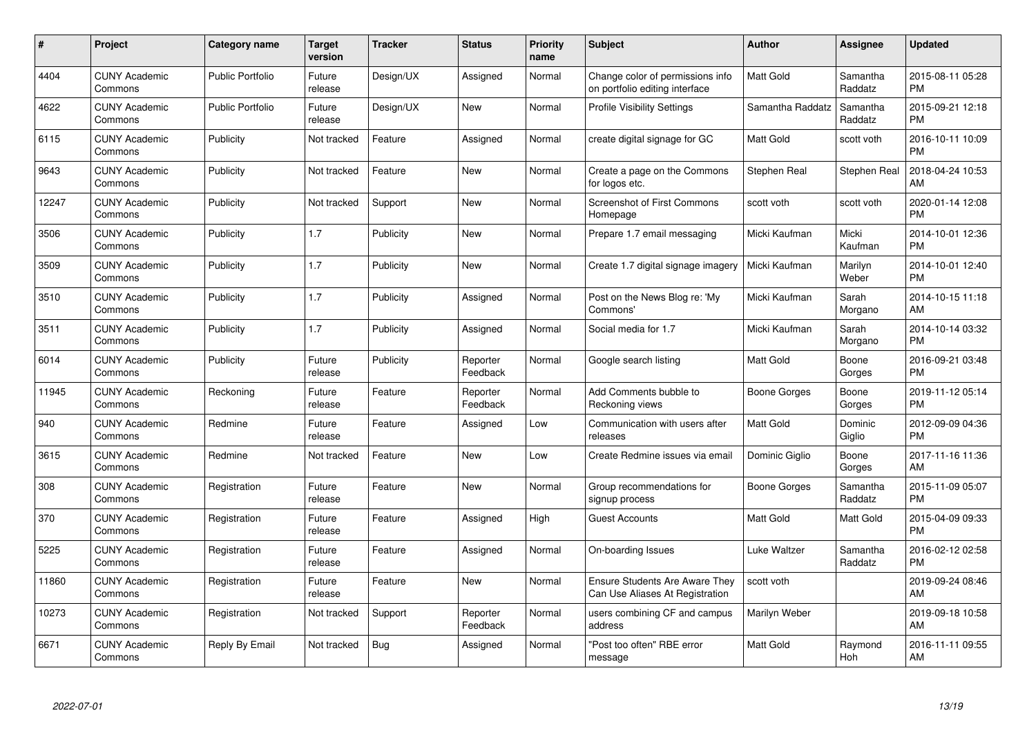| # | Project | Category name | Target version | Tracker | Status | Priority name | Subject | Author | Assignee | Updated |
|---|---|---|---|---|---|---|---|---|---|---|
| 4404 | CUNY Academic Commons | Public Portfolio | Future release | Design/UX | Assigned | Normal | Change color of permissions info on portfolio editing interface | Matt Gold | Samantha Raddatz | 2015-08-11 05:28 PM |
| 4622 | CUNY Academic Commons | Public Portfolio | Future release | Design/UX | New | Normal | Profile Visibility Settings | Samantha Raddatz | Samantha Raddatz | 2015-09-21 12:18 PM |
| 6115 | CUNY Academic Commons | Publicity | Not tracked | Feature | Assigned | Normal | create digital signage for GC | Matt Gold | scott voth | 2016-10-11 10:09 PM |
| 9643 | CUNY Academic Commons | Publicity | Not tracked | Feature | New | Normal | Create a page on the Commons for logos etc. | Stephen Real | Stephen Real | 2018-04-24 10:53 AM |
| 12247 | CUNY Academic Commons | Publicity | Not tracked | Support | New | Normal | Screenshot of First Commons Homepage | scott voth | scott voth | 2020-01-14 12:08 PM |
| 3506 | CUNY Academic Commons | Publicity | 1.7 | Publicity | New | Normal | Prepare 1.7 email messaging | Micki Kaufman | Micki Kaufman | 2014-10-01 12:36 PM |
| 3509 | CUNY Academic Commons | Publicity | 1.7 | Publicity | New | Normal | Create 1.7 digital signage imagery | Micki Kaufman | Marilyn Weber | 2014-10-01 12:40 PM |
| 3510 | CUNY Academic Commons | Publicity | 1.7 | Publicity | Assigned | Normal | Post on the News Blog re: 'My Commons' | Micki Kaufman | Sarah Morgano | 2014-10-15 11:18 AM |
| 3511 | CUNY Academic Commons | Publicity | 1.7 | Publicity | Assigned | Normal | Social media for 1.7 | Micki Kaufman | Sarah Morgano | 2014-10-14 03:32 PM |
| 6014 | CUNY Academic Commons | Publicity | Future release | Publicity | Reporter Feedback | Normal | Google search listing | Matt Gold | Boone Gorges | 2016-09-21 03:48 PM |
| 11945 | CUNY Academic Commons | Reckoning | Future release | Feature | Reporter Feedback | Normal | Add Comments bubble to Reckoning views | Boone Gorges | Boone Gorges | 2019-11-12 05:14 PM |
| 940 | CUNY Academic Commons | Redmine | Future release | Feature | Assigned | Low | Communication with users after releases | Matt Gold | Dominic Giglio | 2012-09-09 04:36 PM |
| 3615 | CUNY Academic Commons | Redmine | Not tracked | Feature | New | Low | Create Redmine issues via email | Dominic Giglio | Boone Gorges | 2017-11-16 11:36 AM |
| 308 | CUNY Academic Commons | Registration | Future release | Feature | New | Normal | Group recommendations for signup process | Boone Gorges | Samantha Raddatz | 2015-11-09 05:07 PM |
| 370 | CUNY Academic Commons | Registration | Future release | Feature | Assigned | High | Guest Accounts | Matt Gold | Matt Gold | 2015-04-09 09:33 PM |
| 5225 | CUNY Academic Commons | Registration | Future release | Feature | Assigned | Normal | On-boarding Issues | Luke Waltzer | Samantha Raddatz | 2016-02-12 02:58 PM |
| 11860 | CUNY Academic Commons | Registration | Future release | Feature | New | Normal | Ensure Students Are Aware They Can Use Aliases At Registration | scott voth | | 2019-09-24 08:46 AM |
| 10273 | CUNY Academic Commons | Registration | Not tracked | Support | Reporter Feedback | Normal | users combining CF and campus address | Marilyn Weber | | 2019-09-18 10:58 AM |
| 6671 | CUNY Academic Commons | Reply By Email | Not tracked | Bug | Assigned | Normal | "Post too often" RBE error message | Matt Gold | Raymond Hoh | 2016-11-11 09:55 AM |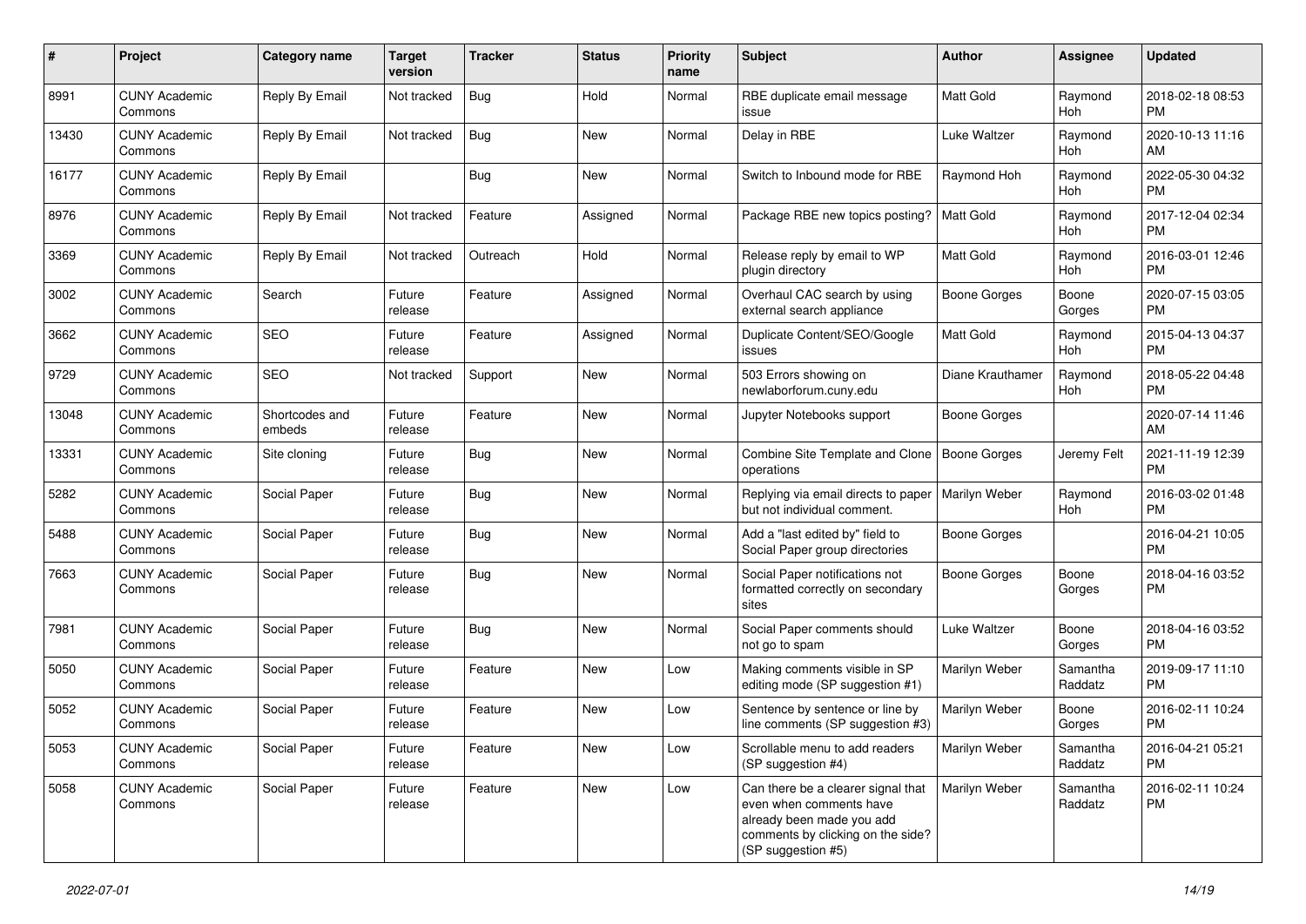| # | Project | Category name | Target version | Tracker | Status | Priority name | Subject | Author | Assignee | Updated |
|---|---|---|---|---|---|---|---|---|---|---|
| 8991 | CUNY Academic Commons | Reply By Email | Not tracked | Bug | Hold | Normal | RBE duplicate email message issue | Matt Gold | Raymond Hoh | 2018-02-18 08:53 PM |
| 13430 | CUNY Academic Commons | Reply By Email | Not tracked | Bug | New | Normal | Delay in RBE | Luke Waltzer | Raymond Hoh | 2020-10-13 11:16 AM |
| 16177 | CUNY Academic Commons | Reply By Email | | Bug | New | Normal | Switch to Inbound mode for RBE | Raymond Hoh | Raymond Hoh | 2022-05-30 04:32 PM |
| 8976 | CUNY Academic Commons | Reply By Email | Not tracked | Feature | Assigned | Normal | Package RBE new topics posting? | Matt Gold | Raymond Hoh | 2017-12-04 02:34 PM |
| 3369 | CUNY Academic Commons | Reply By Email | Not tracked | Outreach | Hold | Normal | Release reply by email to WP plugin directory | Matt Gold | Raymond Hoh | 2016-03-01 12:46 PM |
| 3002 | CUNY Academic Commons | Search | Future release | Feature | Assigned | Normal | Overhaul CAC search by using external search appliance | Boone Gorges | Boone Gorges | 2020-07-15 03:05 PM |
| 3662 | CUNY Academic Commons | SEO | Future release | Feature | Assigned | Normal | Duplicate Content/SEO/Google issues | Matt Gold | Raymond Hoh | 2015-04-13 04:37 PM |
| 9729 | CUNY Academic Commons | SEO | Not tracked | Support | New | Normal | 503 Errors showing on newlaborforum.cuny.edu | Diane Krauthamer | Raymond Hoh | 2018-05-22 04:48 PM |
| 13048 | CUNY Academic Commons | Shortcodes and embeds | Future release | Feature | New | Normal | Jupyter Notebooks support | Boone Gorges | | 2020-07-14 11:46 AM |
| 13331 | CUNY Academic Commons | Site cloning | Future release | Bug | New | Normal | Combine Site Template and Clone operations | Boone Gorges | Jeremy Felt | 2021-11-19 12:39 PM |
| 5282 | CUNY Academic Commons | Social Paper | Future release | Bug | New | Normal | Replying via email directs to paper but not individual comment. | Marilyn Weber | Raymond Hoh | 2016-03-02 01:48 PM |
| 5488 | CUNY Academic Commons | Social Paper | Future release | Bug | New | Normal | Add a "last edited by" field to Social Paper group directories | Boone Gorges | | 2016-04-21 10:05 PM |
| 7663 | CUNY Academic Commons | Social Paper | Future release | Bug | New | Normal | Social Paper notifications not formatted correctly on secondary sites | Boone Gorges | Boone Gorges | 2018-04-16 03:52 PM |
| 7981 | CUNY Academic Commons | Social Paper | Future release | Bug | New | Normal | Social Paper comments should not go to spam | Luke Waltzer | Boone Gorges | 2018-04-16 03:52 PM |
| 5050 | CUNY Academic Commons | Social Paper | Future release | Feature | New | Low | Making comments visible in SP editing mode (SP suggestion #1) | Marilyn Weber | Samantha Raddatz | 2019-09-17 11:10 PM |
| 5052 | CUNY Academic Commons | Social Paper | Future release | Feature | New | Low | Sentence by sentence or line by line comments (SP suggestion #3) | Marilyn Weber | Boone Gorges | 2016-02-11 10:24 PM |
| 5053 | CUNY Academic Commons | Social Paper | Future release | Feature | New | Low | Scrollable menu to add readers (SP suggestion #4) | Marilyn Weber | Samantha Raddatz | 2016-04-21 05:21 PM |
| 5058 | CUNY Academic Commons | Social Paper | Future release | Feature | New | Low | Can there be a clearer signal that even when comments have already been made you add comments by clicking on the side? (SP suggestion #5) | Marilyn Weber | Samantha Raddatz | 2016-02-11 10:24 PM |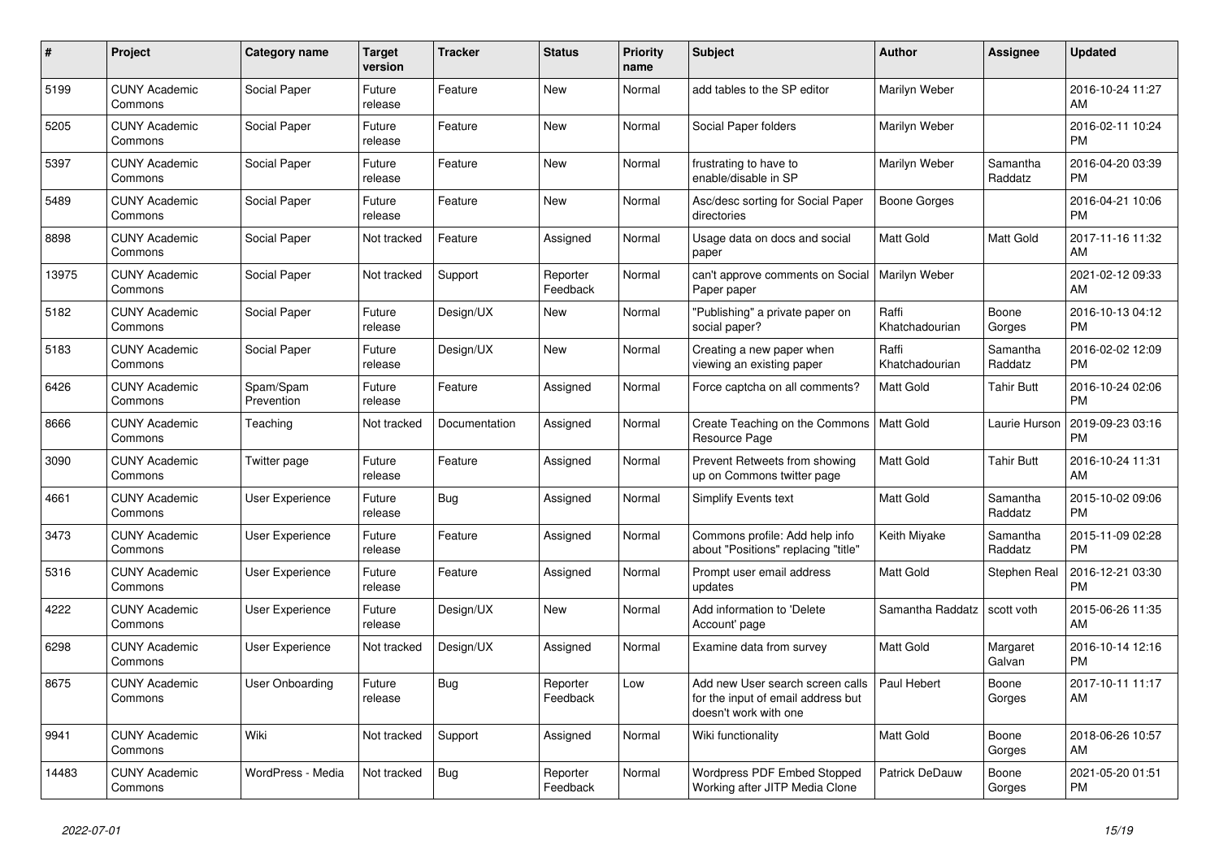| # | Project | Category name | Target version | Tracker | Status | Priority name | Subject | Author | Assignee | Updated |
|---|---|---|---|---|---|---|---|---|---|---|
| 5199 | CUNY Academic Commons | Social Paper | Future release | Feature | New | Normal | add tables to the SP editor | Marilyn Weber | | 2016-10-24 11:27 AM |
| 5205 | CUNY Academic Commons | Social Paper | Future release | Feature | New | Normal | Social Paper folders | Marilyn Weber | | 2016-02-11 10:24 PM |
| 5397 | CUNY Academic Commons | Social Paper | Future release | Feature | New | Normal | frustrating to have to enable/disable in SP | Marilyn Weber | Samantha Raddatz | 2016-04-20 03:39 PM |
| 5489 | CUNY Academic Commons | Social Paper | Future release | Feature | New | Normal | Asc/desc sorting for Social Paper directories | Boone Gorges | | 2016-04-21 10:06 PM |
| 8898 | CUNY Academic Commons | Social Paper | Not tracked | Feature | Assigned | Normal | Usage data on docs and social paper | Matt Gold | Matt Gold | 2017-11-16 11:32 AM |
| 13975 | CUNY Academic Commons | Social Paper | Not tracked | Support | Reporter Feedback | Normal | can't approve comments on Social Paper paper | Marilyn Weber | | 2021-02-12 09:33 AM |
| 5182 | CUNY Academic Commons | Social Paper | Future release | Design/UX | New | Normal | "Publishing" a private paper on social paper? | Raffi Khatchadourian | Boone Gorges | 2016-10-13 04:12 PM |
| 5183 | CUNY Academic Commons | Social Paper | Future release | Design/UX | New | Normal | Creating a new paper when viewing an existing paper | Raffi Khatchadourian | Samantha Raddatz | 2016-02-02 12:09 PM |
| 6426 | CUNY Academic Commons | Spam/Spam Prevention | Future release | Feature | Assigned | Normal | Force captcha on all comments? | Matt Gold | Tahir Butt | 2016-10-24 02:06 PM |
| 8666 | CUNY Academic Commons | Teaching | Not tracked | Documentation | Assigned | Normal | Create Teaching on the Commons Resource Page | Matt Gold | Laurie Hurson | 2019-09-23 03:16 PM |
| 3090 | CUNY Academic Commons | Twitter page | Future release | Feature | Assigned | Normal | Prevent Retweets from showing up on Commons twitter page | Matt Gold | Tahir Butt | 2016-10-24 11:31 AM |
| 4661 | CUNY Academic Commons | User Experience | Future release | Bug | Assigned | Normal | Simplify Events text | Matt Gold | Samantha Raddatz | 2015-10-02 09:06 PM |
| 3473 | CUNY Academic Commons | User Experience | Future release | Feature | Assigned | Normal | Commons profile: Add help info about "Positions" replacing "title" | Keith Miyake | Samantha Raddatz | 2015-11-09 02:28 PM |
| 5316 | CUNY Academic Commons | User Experience | Future release | Feature | Assigned | Normal | Prompt user email address updates | Matt Gold | Stephen Real | 2016-12-21 03:30 PM |
| 4222 | CUNY Academic Commons | User Experience | Future release | Design/UX | New | Normal | Add information to 'Delete Account' page | Samantha Raddatz | scott voth | 2015-06-26 11:35 AM |
| 6298 | CUNY Academic Commons | User Experience | Not tracked | Design/UX | Assigned | Normal | Examine data from survey | Matt Gold | Margaret Galvan | 2016-10-14 12:16 PM |
| 8675 | CUNY Academic Commons | User Onboarding | Future release | Bug | Reporter Feedback | Low | Add new User search screen calls for the input of email address but doesn't work with one | Paul Hebert | Boone Gorges | 2017-10-11 11:17 AM |
| 9941 | CUNY Academic Commons | Wiki | Not tracked | Support | Assigned | Normal | Wiki functionality | Matt Gold | Boone Gorges | 2018-06-26 10:57 AM |
| 14483 | CUNY Academic Commons | WordPress - Media | Not tracked | Bug | Reporter Feedback | Normal | Wordpress PDF Embed Stopped Working after JITP Media Clone | Patrick DeDauw | Boone Gorges | 2021-05-20 01:51 PM |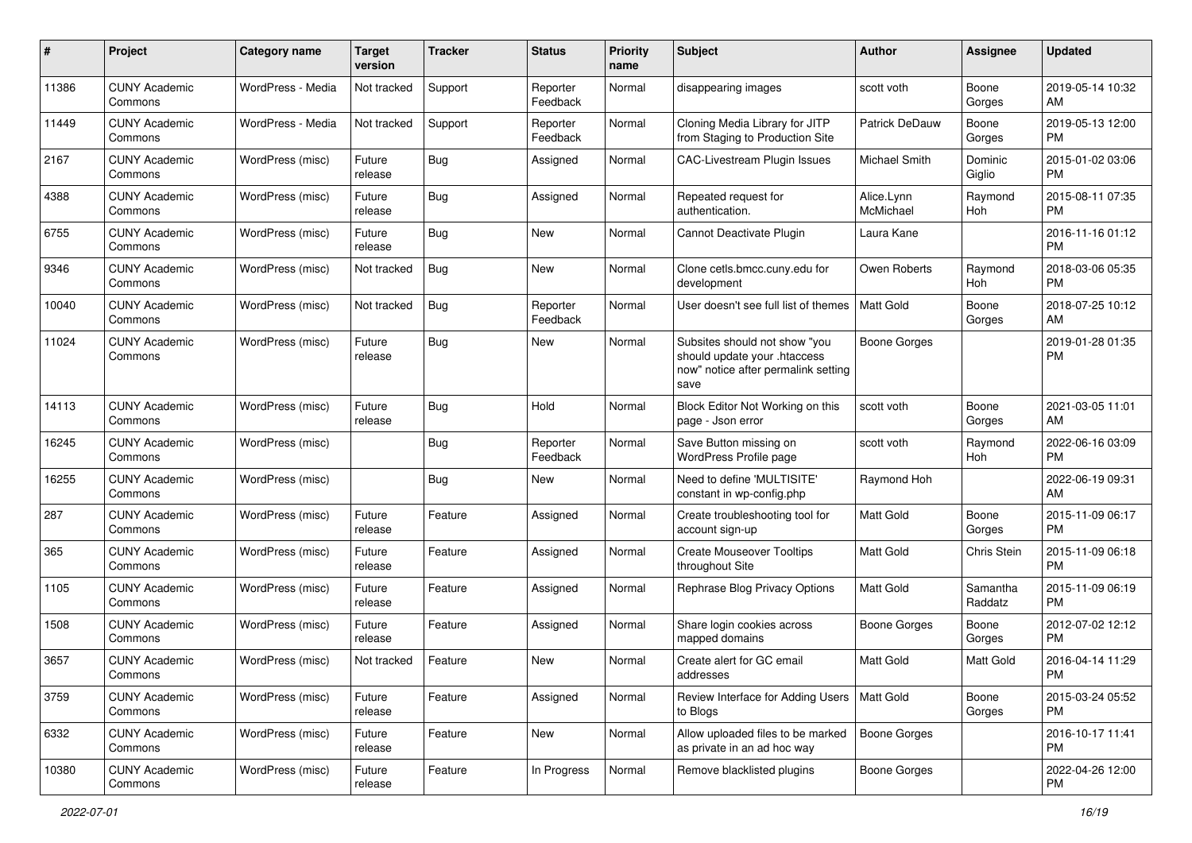| # | Project | Category name | Target version | Tracker | Status | Priority name | Subject | Author | Assignee | Updated |
|---|---|---|---|---|---|---|---|---|---|---|
| 11386 | CUNY Academic Commons | WordPress - Media | Not tracked | Support | Reporter Feedback | Normal | disappearing images | scott voth | Boone Gorges | 2019-05-14 10:32 AM |
| 11449 | CUNY Academic Commons | WordPress - Media | Not tracked | Support | Reporter Feedback | Normal | Cloning Media Library for JITP from Staging to Production Site | Patrick DeDauw | Boone Gorges | 2019-05-13 12:00 PM |
| 2167 | CUNY Academic Commons | WordPress (misc) | Future release | Bug | Assigned | Normal | CAC-Livestream Plugin Issues | Michael Smith | Dominic Giglio | 2015-01-02 03:06 PM |
| 4388 | CUNY Academic Commons | WordPress (misc) | Future release | Bug | Assigned | Normal | Repeated request for authentication. | Alice.Lynn McMichael | Raymond Hoh | 2015-08-11 07:35 PM |
| 6755 | CUNY Academic Commons | WordPress (misc) | Future release | Bug | New | Normal | Cannot Deactivate Plugin | Laura Kane | | 2016-11-16 01:12 PM |
| 9346 | CUNY Academic Commons | WordPress (misc) | Not tracked | Bug | New | Normal | Clone cetls.bmcc.cuny.edu for development | Owen Roberts | Raymond Hoh | 2018-03-06 05:35 PM |
| 10040 | CUNY Academic Commons | WordPress (misc) | Not tracked | Bug | Reporter Feedback | Normal | User doesn't see full list of themes | Matt Gold | Boone Gorges | 2018-07-25 10:12 AM |
| 11024 | CUNY Academic Commons | WordPress (misc) | Future release | Bug | New | Normal | Subsites should not show "you should update your .htaccess now" notice after permalink setting save | Boone Gorges | | 2019-01-28 01:35 PM |
| 14113 | CUNY Academic Commons | WordPress (misc) | Future release | Bug | Hold | Normal | Block Editor Not Working on this page - Json error | scott voth | Boone Gorges | 2021-03-05 11:01 AM |
| 16245 | CUNY Academic Commons | WordPress (misc) | | Bug | Reporter Feedback | Normal | Save Button missing on WordPress Profile page | scott voth | Raymond Hoh | 2022-06-16 03:09 PM |
| 16255 | CUNY Academic Commons | WordPress (misc) | | Bug | New | Normal | Need to define 'MULTISITE' constant in wp-config.php | Raymond Hoh | | 2022-06-19 09:31 AM |
| 287 | CUNY Academic Commons | WordPress (misc) | Future release | Feature | Assigned | Normal | Create troubleshooting tool for account sign-up | Matt Gold | Boone Gorges | 2015-11-09 06:17 PM |
| 365 | CUNY Academic Commons | WordPress (misc) | Future release | Feature | Assigned | Normal | Create Mouseover Tooltips throughout Site | Matt Gold | Chris Stein | 2015-11-09 06:18 PM |
| 1105 | CUNY Academic Commons | WordPress (misc) | Future release | Feature | Assigned | Normal | Rephrase Blog Privacy Options | Matt Gold | Samantha Raddatz | 2015-11-09 06:19 PM |
| 1508 | CUNY Academic Commons | WordPress (misc) | Future release | Feature | Assigned | Normal | Share login cookies across mapped domains | Boone Gorges | Boone Gorges | 2012-07-02 12:12 PM |
| 3657 | CUNY Academic Commons | WordPress (misc) | Not tracked | Feature | New | Normal | Create alert for GC email addresses | Matt Gold | Matt Gold | 2016-04-14 11:29 PM |
| 3759 | CUNY Academic Commons | WordPress (misc) | Future release | Feature | Assigned | Normal | Review Interface for Adding Users to Blogs | Matt Gold | Boone Gorges | 2015-03-24 05:52 PM |
| 6332 | CUNY Academic Commons | WordPress (misc) | Future release | Feature | New | Normal | Allow uploaded files to be marked as private in an ad hoc way | Boone Gorges | | 2016-10-17 11:41 PM |
| 10380 | CUNY Academic Commons | WordPress (misc) | Future release | Feature | In Progress | Normal | Remove blacklisted plugins | Boone Gorges | | 2022-04-26 12:00 PM |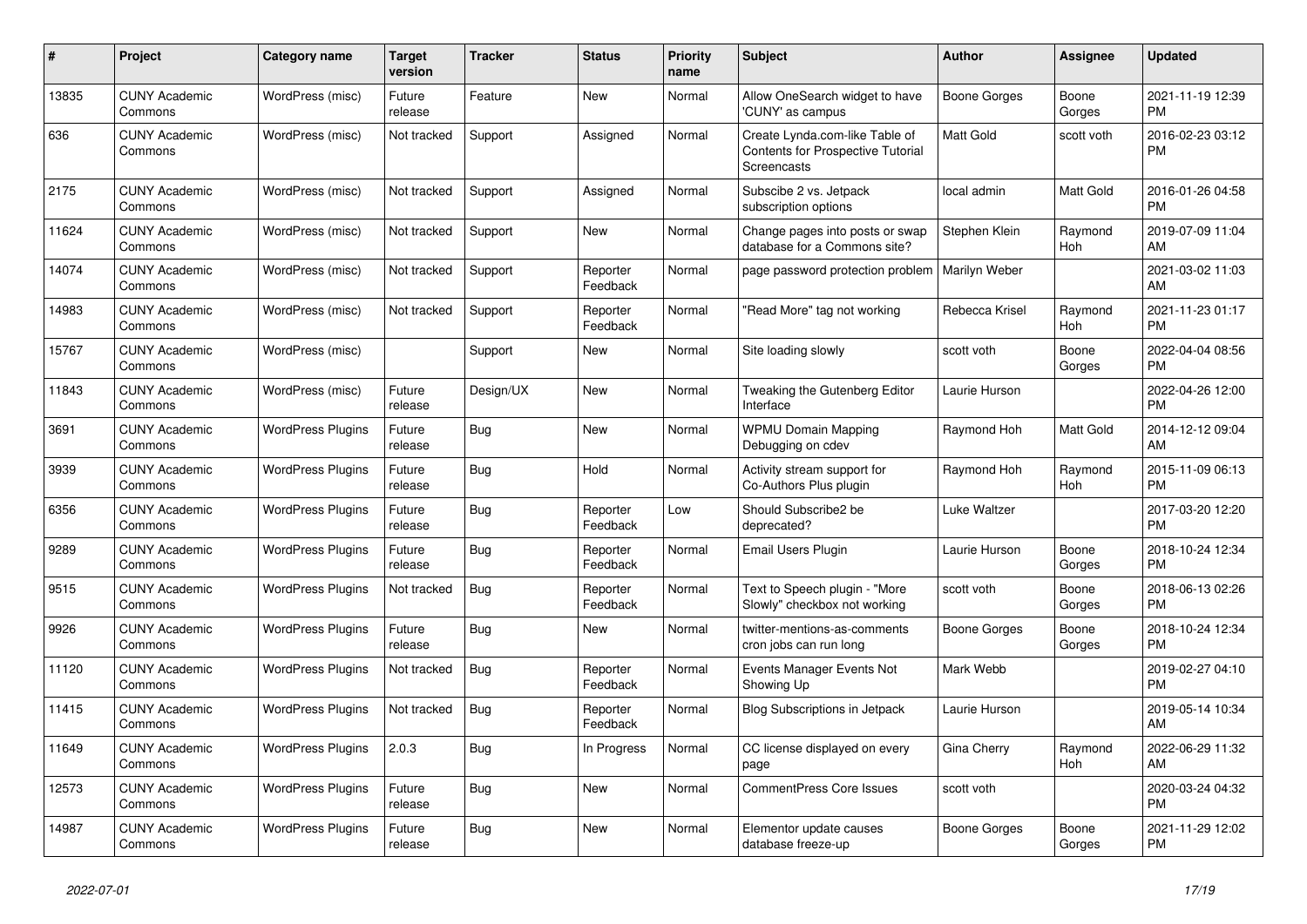| # | Project | Category name | Target version | Tracker | Status | Priority name | Subject | Author | Assignee | Updated |
|---|---|---|---|---|---|---|---|---|---|---|
| 13835 | CUNY Academic Commons | WordPress (misc) | Future release | Feature | New | Normal | Allow OneSearch widget to have 'CUNY' as campus | Boone Gorges | Boone Gorges | 2021-11-19 12:39 PM |
| 636 | CUNY Academic Commons | WordPress (misc) | Not tracked | Support | Assigned | Normal | Create Lynda.com-like Table of Contents for Prospective Tutorial Screencasts | Matt Gold | scott voth | 2016-02-23 03:12 PM |
| 2175 | CUNY Academic Commons | WordPress (misc) | Not tracked | Support | Assigned | Normal | Subscibe 2 vs. Jetpack subscription options | local admin | Matt Gold | 2016-01-26 04:58 PM |
| 11624 | CUNY Academic Commons | WordPress (misc) | Not tracked | Support | New | Normal | Change pages into posts or swap database for a Commons site? | Stephen Klein | Raymond Hoh | 2019-07-09 11:04 AM |
| 14074 | CUNY Academic Commons | WordPress (misc) | Not tracked | Support | Reporter Feedback | Normal | page password protection problem | Marilyn Weber | | 2021-03-02 11:03 AM |
| 14983 | CUNY Academic Commons | WordPress (misc) | Not tracked | Support | Reporter Feedback | Normal | "Read More" tag not working | Rebecca Krisel | Raymond Hoh | 2021-11-23 01:17 PM |
| 15767 | CUNY Academic Commons | WordPress (misc) | | Support | New | Normal | Site loading slowly | scott voth | Boone Gorges | 2022-04-04 08:56 PM |
| 11843 | CUNY Academic Commons | WordPress (misc) | Future release | Design/UX | New | Normal | Tweaking the Gutenberg Editor Interface | Laurie Hurson | | 2022-04-26 12:00 PM |
| 3691 | CUNY Academic Commons | WordPress Plugins | Future release | Bug | New | Normal | WPMU Domain Mapping Debugging on cdev | Raymond Hoh | Matt Gold | 2014-12-12 09:04 AM |
| 3939 | CUNY Academic Commons | WordPress Plugins | Future release | Bug | Hold | Normal | Activity stream support for Co-Authors Plus plugin | Raymond Hoh | Raymond Hoh | 2015-11-09 06:13 PM |
| 6356 | CUNY Academic Commons | WordPress Plugins | Future release | Bug | Reporter Feedback | Low | Should Subscribe2 be deprecated? | Luke Waltzer | | 2017-03-20 12:20 PM |
| 9289 | CUNY Academic Commons | WordPress Plugins | Future release | Bug | Reporter Feedback | Normal | Email Users Plugin | Laurie Hurson | Boone Gorges | 2018-10-24 12:34 PM |
| 9515 | CUNY Academic Commons | WordPress Plugins | Not tracked | Bug | Reporter Feedback | Normal | Text to Speech plugin - "More Slowly" checkbox not working | scott voth | Boone Gorges | 2018-06-13 02:26 PM |
| 9926 | CUNY Academic Commons | WordPress Plugins | Future release | Bug | New | Normal | twitter-mentions-as-comments cron jobs can run long | Boone Gorges | Boone Gorges | 2018-10-24 12:34 PM |
| 11120 | CUNY Academic Commons | WordPress Plugins | Not tracked | Bug | Reporter Feedback | Normal | Events Manager Events Not Showing Up | Mark Webb | | 2019-02-27 04:10 PM |
| 11415 | CUNY Academic Commons | WordPress Plugins | Not tracked | Bug | Reporter Feedback | Normal | Blog Subscriptions in Jetpack | Laurie Hurson | | 2019-05-14 10:34 AM |
| 11649 | CUNY Academic Commons | WordPress Plugins | 2.0.3 | Bug | In Progress | Normal | CC license displayed on every page | Gina Cherry | Raymond Hoh | 2022-06-29 11:32 AM |
| 12573 | CUNY Academic Commons | WordPress Plugins | Future release | Bug | New | Normal | CommentPress Core Issues | scott voth | | 2020-03-24 04:32 PM |
| 14987 | CUNY Academic Commons | WordPress Plugins | Future release | Bug | New | Normal | Elementor update causes database freeze-up | Boone Gorges | Boone Gorges | 2021-11-29 12:02 PM |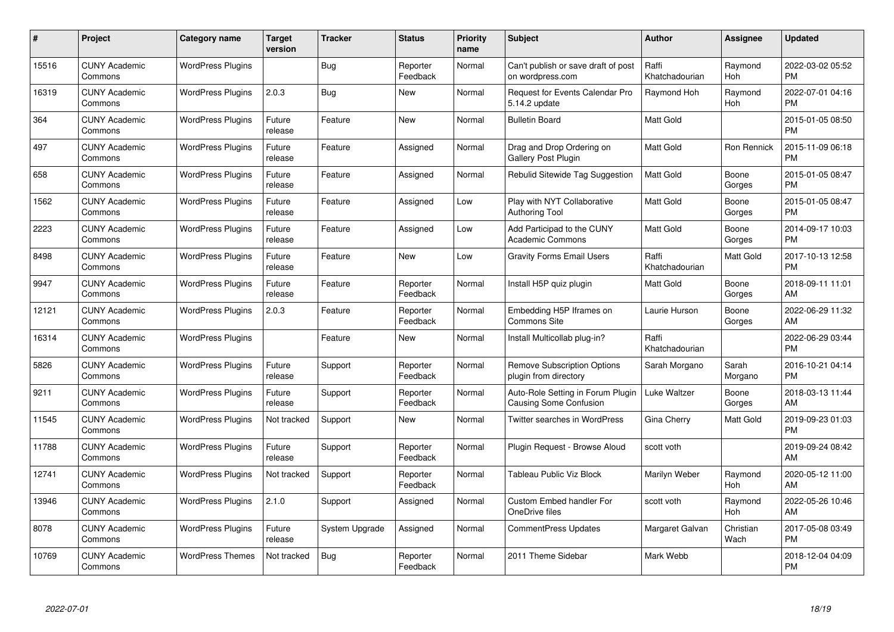| # | Project | Category name | Target version | Tracker | Status | Priority name | Subject | Author | Assignee | Updated |
|---|---|---|---|---|---|---|---|---|---|---|
| 15516 | CUNY Academic Commons | WordPress Plugins | | Bug | Reporter Feedback | Normal | Can't publish or save draft of post on wordpress.com | Raffi Khatchadourian | Raymond Hoh | 2022-03-02 05:52 PM |
| 16319 | CUNY Academic Commons | WordPress Plugins | 2.0.3 | Bug | New | Normal | Request for Events Calendar Pro 5.14.2 update | Raymond Hoh | Raymond Hoh | 2022-07-01 04:16 PM |
| 364 | CUNY Academic Commons | WordPress Plugins | Future release | Feature | New | Normal | Bulletin Board | Matt Gold | | 2015-01-05 08:50 PM |
| 497 | CUNY Academic Commons | WordPress Plugins | Future release | Feature | Assigned | Normal | Drag and Drop Ordering on Gallery Post Plugin | Matt Gold | Ron Rennick | 2015-11-09 06:18 PM |
| 658 | CUNY Academic Commons | WordPress Plugins | Future release | Feature | Assigned | Normal | Rebulid Sitewide Tag Suggestion | Matt Gold | Boone Gorges | 2015-01-05 08:47 PM |
| 1562 | CUNY Academic Commons | WordPress Plugins | Future release | Feature | Assigned | Low | Play with NYT Collaborative Authoring Tool | Matt Gold | Boone Gorges | 2015-01-05 08:47 PM |
| 2223 | CUNY Academic Commons | WordPress Plugins | Future release | Feature | Assigned | Low | Add Participad to the CUNY Academic Commons | Matt Gold | Boone Gorges | 2014-09-17 10:03 PM |
| 8498 | CUNY Academic Commons | WordPress Plugins | Future release | Feature | New | Low | Gravity Forms Email Users | Raffi Khatchadourian | Matt Gold | 2017-10-13 12:58 PM |
| 9947 | CUNY Academic Commons | WordPress Plugins | Future release | Feature | Reporter Feedback | Normal | Install H5P quiz plugin | Matt Gold | Boone Gorges | 2018-09-11 11:01 AM |
| 12121 | CUNY Academic Commons | WordPress Plugins | 2.0.3 | Feature | Reporter Feedback | Normal | Embedding H5P Iframes on Commons Site | Laurie Hurson | Boone Gorges | 2022-06-29 11:32 AM |
| 16314 | CUNY Academic Commons | WordPress Plugins | | Feature | New | Normal | Install Multicollab plug-in? | Raffi Khatchadourian | | 2022-06-29 03:44 PM |
| 5826 | CUNY Academic Commons | WordPress Plugins | Future release | Support | Reporter Feedback | Normal | Remove Subscription Options plugin from directory | Sarah Morgano | Sarah Morgano | 2016-10-21 04:14 PM |
| 9211 | CUNY Academic Commons | WordPress Plugins | Future release | Support | Reporter Feedback | Normal | Auto-Role Setting in Forum Plugin Causing Some Confusion | Luke Waltzer | Boone Gorges | 2018-03-13 11:44 AM |
| 11545 | CUNY Academic Commons | WordPress Plugins | Not tracked | Support | New | Normal | Twitter searches in WordPress | Gina Cherry | Matt Gold | 2019-09-23 01:03 PM |
| 11788 | CUNY Academic Commons | WordPress Plugins | Future release | Support | Reporter Feedback | Normal | Plugin Request - Browse Aloud | scott voth | | 2019-09-24 08:42 AM |
| 12741 | CUNY Academic Commons | WordPress Plugins | Not tracked | Support | Reporter Feedback | Normal | Tableau Public Viz Block | Marilyn Weber | Raymond Hoh | 2020-05-12 11:00 AM |
| 13946 | CUNY Academic Commons | WordPress Plugins | 2.1.0 | Support | Assigned | Normal | Custom Embed handler For OneDrive files | scott voth | Raymond Hoh | 2022-05-26 10:46 AM |
| 8078 | CUNY Academic Commons | WordPress Plugins | Future release | System Upgrade | Assigned | Normal | CommentPress Updates | Margaret Galvan | Christian Wach | 2017-05-08 03:49 PM |
| 10769 | CUNY Academic Commons | WordPress Themes | Not tracked | Bug | Reporter Feedback | Normal | 2011 Theme Sidebar | Mark Webb | | 2018-12-04 04:09 PM |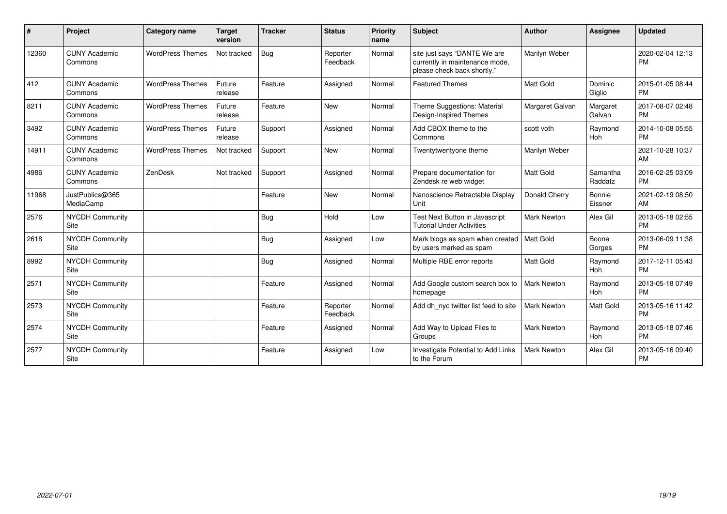| # | Project | Category name | Target version | Tracker | Status | Priority name | Subject | Author | Assignee | Updated |
|---|---|---|---|---|---|---|---|---|---|---|
| 12360 | CUNY Academic Commons | WordPress Themes | Not tracked | Bug | Reporter Feedback | Normal | site just says "DANTE We are currently in maintenance mode, please check back shortly." | Marilyn Weber | | 2020-02-04 12:13 PM |
| 412 | CUNY Academic Commons | WordPress Themes | Future release | Feature | Assigned | Normal | Featured Themes | Matt Gold | Dominic Giglio | 2015-01-05 08:44 PM |
| 8211 | CUNY Academic Commons | WordPress Themes | Future release | Feature | New | Normal | Theme Suggestions: Material Design-Inspired Themes | Margaret Galvan | Margaret Galvan | 2017-08-07 02:48 PM |
| 3492 | CUNY Academic Commons | WordPress Themes | Future release | Support | Assigned | Normal | Add CBOX theme to the Commons | scott voth | Raymond Hoh | 2014-10-08 05:55 PM |
| 14911 | CUNY Academic Commons | WordPress Themes | Not tracked | Support | New | Normal | Twentytwentyone theme | Marilyn Weber | | 2021-10-28 10:37 AM |
| 4986 | CUNY Academic Commons | ZenDesk | Not tracked | Support | Assigned | Normal | Prepare documentation for Zendesk re web widget | Matt Gold | Samantha Raddatz | 2016-02-25 03:09 PM |
| 11968 | JustPublics@365 MediaCamp | | | Feature | New | Normal | Nanoscience Retractable Display Unit | Donald Cherry | Bonnie Eissner | 2021-02-19 08:50 AM |
| 2576 | NYCDH Community Site | | | Bug | Hold | Low | Test Next Button in Javascript Tutorial Under Activities | Mark Newton | Alex Gil | 2013-05-18 02:55 PM |
| 2618 | NYCDH Community Site | | | Bug | Assigned | Low | Mark blogs as spam when created by users marked as spam | Matt Gold | Boone Gorges | 2013-06-09 11:38 PM |
| 8992 | NYCDH Community Site | | | Bug | Assigned | Normal | Multiple RBE error reports | Matt Gold | Raymond Hoh | 2017-12-11 05:43 PM |
| 2571 | NYCDH Community Site | | | Feature | Assigned | Normal | Add Google custom search box to homepage | Mark Newton | Raymond Hoh | 2013-05-18 07:49 PM |
| 2573 | NYCDH Community Site | | | Feature | Reporter Feedback | Normal | Add dh_nyc twitter list feed to site | Mark Newton | Matt Gold | 2013-05-16 11:42 PM |
| 2574 | NYCDH Community Site | | | Feature | Assigned | Normal | Add Way to Upload Files to Groups | Mark Newton | Raymond Hoh | 2013-05-18 07:46 PM |
| 2577 | NYCDH Community Site | | | Feature | Assigned | Low | Investigate Potential to Add Links to the Forum | Mark Newton | Alex Gil | 2013-05-16 09:40 PM |